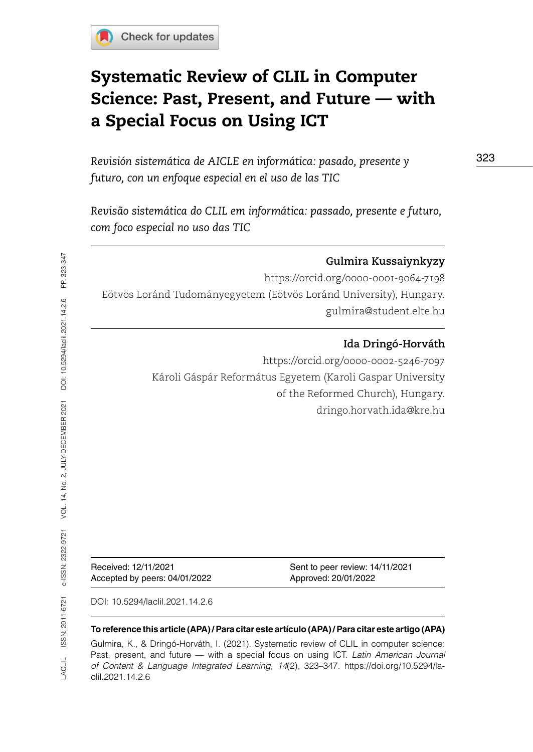# Systematic Review of CLIL in Computer Science: Past, Present, and Future — with a Special Focus on Using ICT

*Revisión sistemática de AICLE en informática: pasado, presente y futuro, con un enfoque especial en el uso de las TIC*

*Revisão sistemática do CLIL em informática: passado, presente e futuro, com foco especial no uso das TIC*

---

**Gulmira Kussaiynkyzy**
https://orcid.org/0000-0001-9064-7198
Eötvös Loránd Tudományegyetem (Eötvös Loránd University), Hungary.
gulmira@student.elte.hu

---

**Ida Dringó-Horváth**
https://orcid.org/0000-0002-5246-7097
Károli Gáspár Református Egyetem (Karoli Gaspar University of the Reformed Church), Hungary.
dringo.horvath.ida@kre.hu

---

Received: 12/11/2021
Sent to peer review: 14/11/2021
Accepted by peers: 04/01/2022
Approved: 20/01/2022

DOI: 10.5294/laclil.2021.14.2.6

**To reference this article (APA) / Para citar este artículo (APA) / Para citar este artigo (APA)**

Gulmira, K., & Dringó-Horváth, I. (2021). Systematic review of CLIL in computer science: Past, present, and future — with a special focus on using ICT. *Latin American Journal of Content & Language Integrated Learning*, *14*(2), 323–347. https://doi.org/10.5294/laclil.2021.14.2.6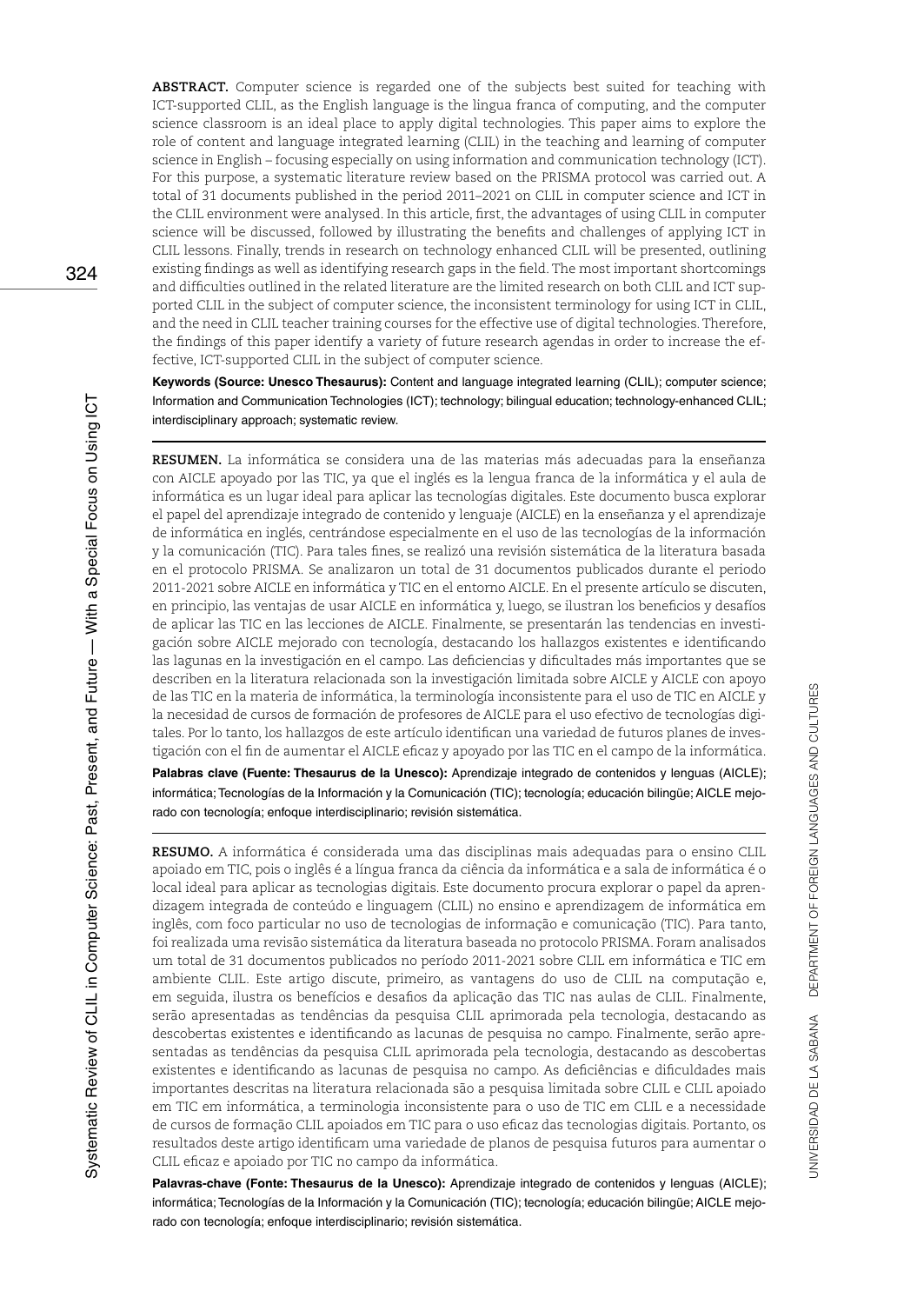**ABSTRACT.** Computer science is regarded one of the subjects best suited for teaching with ICT-supported CLIL, as the English language is the lingua franca of computing, and the computer science classroom is an ideal place to apply digital technologies. This paper aims to explore the role of content and language integrated learning (CLIL) in the teaching and learning of computer science in English – focusing especially on using information and communication technology (ICT). For this purpose, a systematic literature review based on the PRISMA protocol was carried out. A total of 31 documents published in the period 2011–2021 on CLIL in computer science and ICT in the CLIL environment were analysed. In this article, first, the advantages of using CLIL in computer science will be discussed, followed by illustrating the benefits and challenges of applying ICT in CLIL lessons. Finally, trends in research on technology enhanced CLIL will be presented, outlining existing findings as well as identifying research gaps in the field. The most important shortcomings and difficulties outlined in the related literature are the limited research on both CLIL and ICT supported CLIL in the subject of computer science, the inconsistent terminology for using ICT in CLIL, and the need in CLIL teacher training courses for the effective use of digital technologies. Therefore, the findings of this paper identify a variety of future research agendas in order to increase the effective, ICT-supported CLIL in the subject of computer science.

**Keywords (Source: Unesco Thesaurus):** Content and language integrated learning (CLIL); computer science; Information and Communication Technologies (ICT); technology; bilingual education; technology-enhanced CLIL; interdisciplinary approach; systematic review.

---

**RESUMEN.** La informática se considera una de las materias más adecuadas para la enseñanza con AICLE apoyado por las TIC, ya que el inglés es la lengua franca de la informática y el aula de informática es un lugar ideal para aplicar las tecnologías digitales. Este documento busca explorar el papel del aprendizaje integrado de contenido y lenguaje (AICLE) en la enseñanza y el aprendizaje de informática en inglés, centrándose especialmente en el uso de las tecnologías de la información y la comunicación (TIC). Para tales fines, se realizó una revisión sistemática de la literatura basada en el protocolo PRISMA. Se analizaron un total de 31 documentos publicados durante el periodo 2011-2021 sobre AICLE en informática y TIC en el entorno AICLE. En el presente artículo se discuten, en principio, las ventajas de usar AICLE en informática y, luego, se ilustran los beneficios y desafíos de aplicar las TIC en las lecciones de AICLE. Finalmente, se presentarán las tendencias en investigación sobre AICLE mejorado con tecnología, destacando los hallazgos existentes e identificando las lagunas en la investigación en el campo. Las deficiencias y dificultades más importantes que se describen en la literatura relacionada son la investigación limitada sobre AICLE y AICLE con apoyo de las TIC en la materia de informática, la terminología inconsistente para el uso de TIC en AICLE y la necesidad de cursos de formación de profesores de AICLE para el uso efectivo de tecnologías digitales. Por lo tanto, los hallazgos de este artículo identifican una variedad de futuros planes de investigación con el fin de aumentar el AICLE eficaz y apoyado por las TIC en el campo de la informática.

**Palabras clave (Fuente: Thesaurus de la Unesco):** Aprendizaje integrado de contenidos y lenguas (AICLE); informática; Tecnologías de la Información y la Comunicación (TIC); tecnología; educación bilingüe; AICLE mejorado con tecnología; enfoque interdisciplinario; revisión sistemática.

---

**RESUMO.** A informática é considerada uma das disciplinas mais adequadas para o ensino CLIL apoiado em TIC, pois o inglês é a língua franca da ciência da informática e a sala de informática é o local ideal para aplicar as tecnologias digitais. Este documento procura explorar o papel da aprendizagem integrada de conteúdo e linguagem (CLIL) no ensino e aprendizagem de informática em inglês, com foco particular no uso de tecnologias de informação e comunicação (TIC). Para tanto, foi realizada uma revisão sistemática da literatura baseada no protocolo PRISMA. Foram analisados um total de 31 documentos publicados no período 2011-2021 sobre CLIL em informática e TIC em ambiente CLIL. Este artigo discute, primeiro, as vantagens do uso de CLIL na computação e, em seguida, ilustra os benefícios e desafios da aplicação das TIC nas aulas de CLIL. Finalmente, serão apresentadas as tendências da pesquisa CLIL aprimorada pela tecnologia, destacando as descobertas existentes e identificando as lacunas de pesquisa no campo. Finalmente, serão apresentadas as tendências da pesquisa CLIL aprimorada pela tecnologia, destacando as descobertas existentes e identificando as lacunas de pesquisa no campo. As deficiências e dificuldades mais importantes descritas na literatura relacionada são a pesquisa limitada sobre CLIL e CLIL apoiado em TIC em informática, a terminologia inconsistente para o uso de TIC em CLIL e a necessidade de cursos de formação CLIL apoiados em TIC para o uso eficaz das tecnologias digitais. Portanto, os resultados deste artigo identificam uma variedade de planos de pesquisa futuros para aumentar o CLIL eficaz e apoiado por TIC no campo da informática.

**Palavras-chave (Fonte: Thesaurus de la Unesco):** Aprendizaje integrado de contenidos y lenguas (AICLE); informática; Tecnologías de la Información y la Comunicación (TIC); tecnología; educación bilingüe; AICLE mejorado con tecnología; enfoque interdisciplinario; revisión sistemática.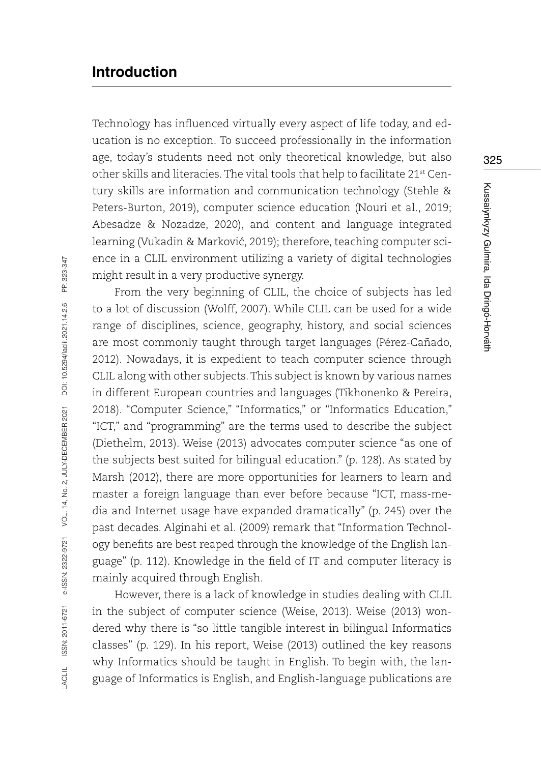## Introduction

Technology has influenced virtually every aspect of life today, and education is no exception. To succeed professionally in the information age, today's students need not only theoretical knowledge, but also other skills and literacies. The vital tools that help to facilitate 21st Century skills are information and communication technology (Stehle & Peters-Burton, 2019), computer science education (Nouri et al., 2019; Abesadze & Nozadze, 2020), and content and language integrated learning (Vukadin & Marković, 2019); therefore, teaching computer science in a CLIL environment utilizing a variety of digital technologies might result in a very productive synergy.

From the very beginning of CLIL, the choice of subjects has led to a lot of discussion (Wolff, 2007). While CLIL can be used for a wide range of disciplines, science, geography, history, and social sciences are most commonly taught through target languages (Pérez-Cañado, 2012). Nowadays, it is expedient to teach computer science through CLIL along with other subjects. This subject is known by various names in different European countries and languages (Tikhonenko & Pereira, 2018). "Computer Science," "Informatics," or "Informatics Education," "ICT," and "programming" are the terms used to describe the subject (Diethelm, 2013). Weise (2013) advocates computer science "as one of the subjects best suited for bilingual education." (p. 128). As stated by Marsh (2012), there are more opportunities for learners to learn and master a foreign language than ever before because "ICT, mass-media and Internet usage have expanded dramatically" (p. 245) over the past decades. Alginahi et al. (2009) remark that "Information Technology benefits are best reaped through the knowledge of the English language" (p. 112). Knowledge in the field of IT and computer literacy is mainly acquired through English.

However, there is a lack of knowledge in studies dealing with CLIL in the subject of computer science (Weise, 2013). Weise (2013) wondered why there is "so little tangible interest in bilingual Informatics classes" (p. 129). In his report, Weise (2013) outlined the key reasons why Informatics should be taught in English. To begin with, the language of Informatics is English, and English-language publications are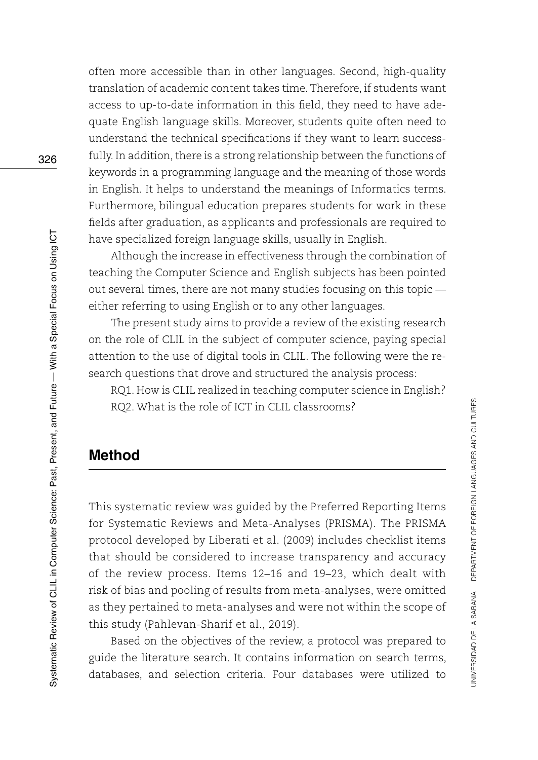often more accessible than in other languages. Second, high-quality translation of academic content takes time. Therefore, if students want access to up-to-date information in this field, they need to have adequate English language skills. Moreover, students quite often need to understand the technical specifications if they want to learn successfully. In addition, there is a strong relationship between the functions of keywords in a programming language and the meaning of those words in English. It helps to understand the meanings of Informatics terms. Furthermore, bilingual education prepares students for work in these fields after graduation, as applicants and professionals are required to have specialized foreign language skills, usually in English.

Although the increase in effectiveness through the combination of teaching the Computer Science and English subjects has been pointed out several times, there are not many studies focusing on this topic — either referring to using English or to any other languages.

The present study aims to provide a review of the existing research on the role of CLIL in the subject of computer science, paying special attention to the use of digital tools in CLIL. The following were the research questions that drove and structured the analysis process:

RQ1. How is CLIL realized in teaching computer science in English?

RQ2. What is the role of ICT in CLIL classrooms?

## Method

This systematic review was guided by the Preferred Reporting Items for Systematic Reviews and Meta-Analyses (PRISMA). The PRISMA protocol developed by Liberati et al. (2009) includes checklist items that should be considered to increase transparency and accuracy of the review process. Items 12–16 and 19–23, which dealt with risk of bias and pooling of results from meta-analyses, were omitted as they pertained to meta-analyses and were not within the scope of this study (Pahlevan-Sharif et al., 2019).

Based on the objectives of the review, a protocol was prepared to guide the literature search. It contains information on search terms, databases, and selection criteria. Four databases were utilized to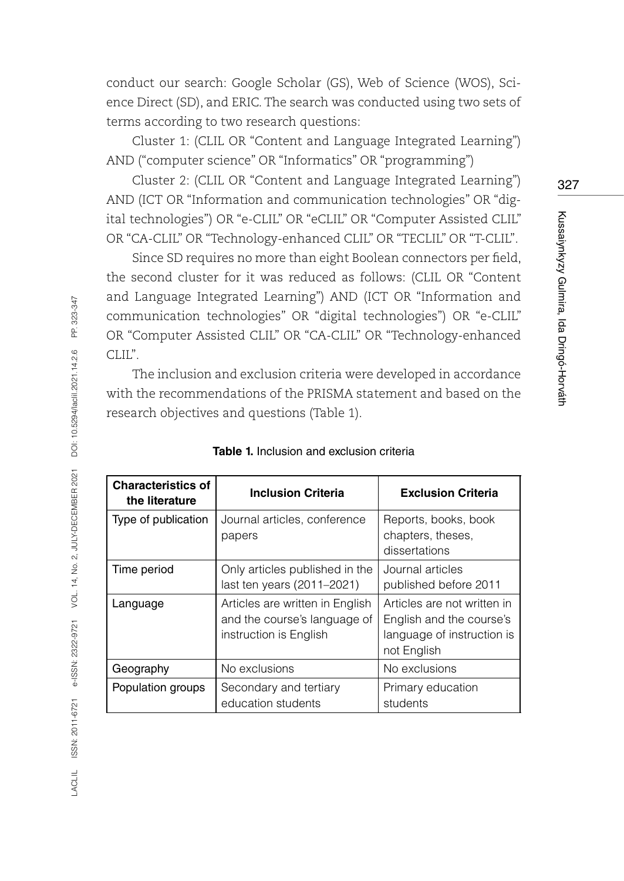conduct our search: Google Scholar (GS), Web of Science (WOS), Science Direct (SD), and ERIC. The search was conducted using two sets of terms according to two research questions:

Cluster 1: (CLIL OR "Content and Language Integrated Learning") AND ("computer science" OR "Informatics" OR "programming")

Cluster 2: (CLIL OR "Content and Language Integrated Learning") AND (ICT OR "Information and communication technologies" OR "digital technologies") OR "e-CLIL" OR "eCLIL" OR "Computer Assisted CLIL" OR "CA-CLIL" OR "Technology-enhanced CLIL" OR "TECLIL" OR "T-CLIL".

Since SD requires no more than eight Boolean connectors per field, the second cluster for it was reduced as follows: (CLIL OR "Content and Language Integrated Learning") AND (ICT OR "Information and communication technologies" OR "digital technologies") OR "e-CLIL" OR "Computer Assisted CLIL" OR "CA-CLIL" OR "Technology-enhanced CLIL".

The inclusion and exclusion criteria were developed in accordance with the recommendations of the PRISMA statement and based on the research objectives and questions (Table 1).

**Table 1.** Inclusion and exclusion criteria

| Characteristics of the literature | Inclusion Criteria | Exclusion Criteria |
|---|---|---|
| Type of publication | Journal articles, conference papers | Reports, books, book chapters, theses, dissertations |
| Time period | Only articles published in the last ten years (2011–2021) | Journal articles published before 2011 |
| Language | Articles are written in English and the course's language of instruction is English | Articles are not written in English and the course's language of instruction is not English |
| Geography | No exclusions | No exclusions |
| Population groups | Secondary and tertiary education students | Primary education students |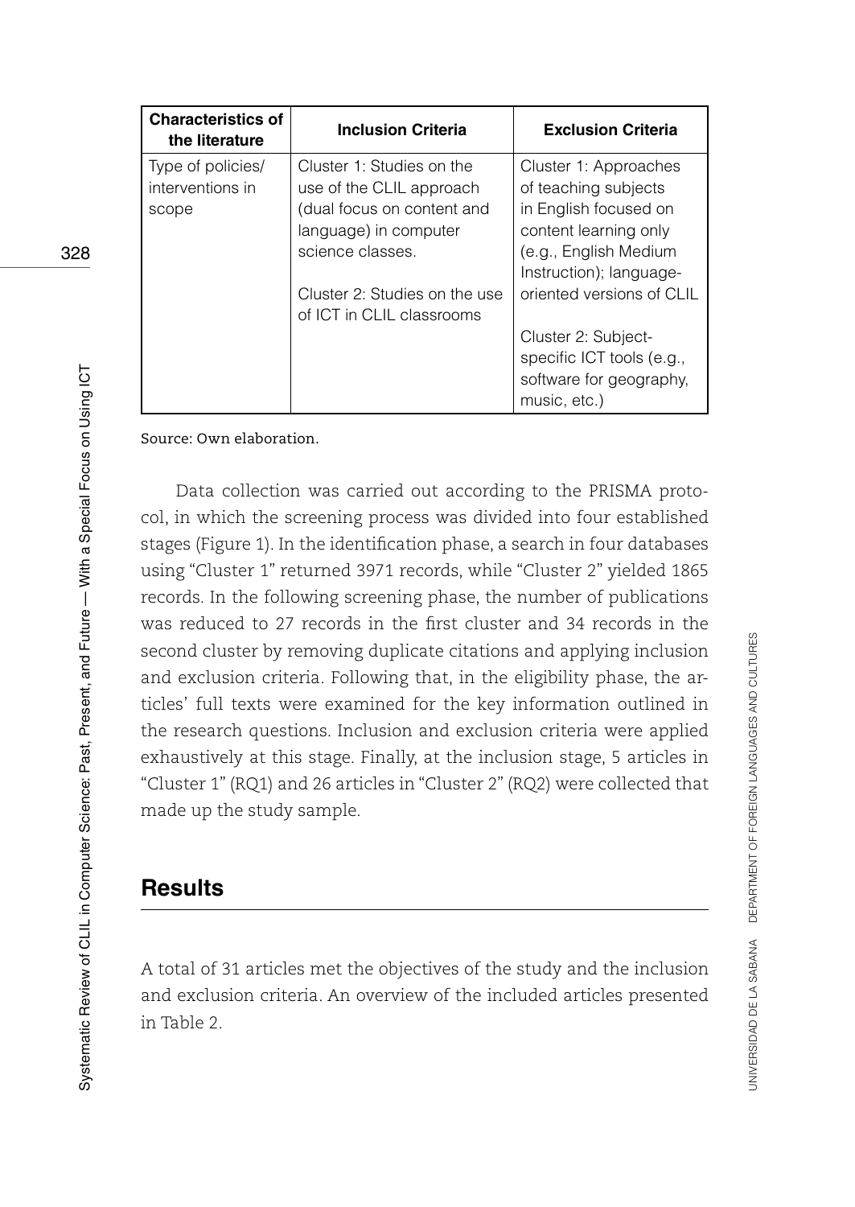| Characteristics of the literature | Inclusion Criteria | Exclusion Criteria |
|---|---|---|
| Type of policies/ interventions in scope | Cluster 1: Studies on the use of the CLIL approach (dual focus on content and language) in computer science classes.<br><br>Cluster 2: Studies on the use of ICT in CLIL classrooms | Cluster 1: Approaches of teaching subjects in English focused on content learning only (e.g., English Medium Instruction); language-oriented versions of CLIL<br><br>Cluster 2: Subject-specific ICT tools (e.g., software for geography, music, etc.) |

Source: Own elaboration.

Data collection was carried out according to the PRISMA protocol, in which the screening process was divided into four established stages (Figure 1). In the identification phase, a search in four databases using "Cluster 1" returned 3971 records, while "Cluster 2" yielded 1865 records. In the following screening phase, the number of publications was reduced to 27 records in the first cluster and 34 records in the second cluster by removing duplicate citations and applying inclusion and exclusion criteria. Following that, in the eligibility phase, the articles' full texts were examined for the key information outlined in the research questions. Inclusion and exclusion criteria were applied exhaustively at this stage. Finally, at the inclusion stage, 5 articles in "Cluster 1" (RQ1) and 26 articles in "Cluster 2" (RQ2) were collected that made up the study sample.

## Results

A total of 31 articles met the objectives of the study and the inclusion and exclusion criteria. An overview of the included articles presented in Table 2.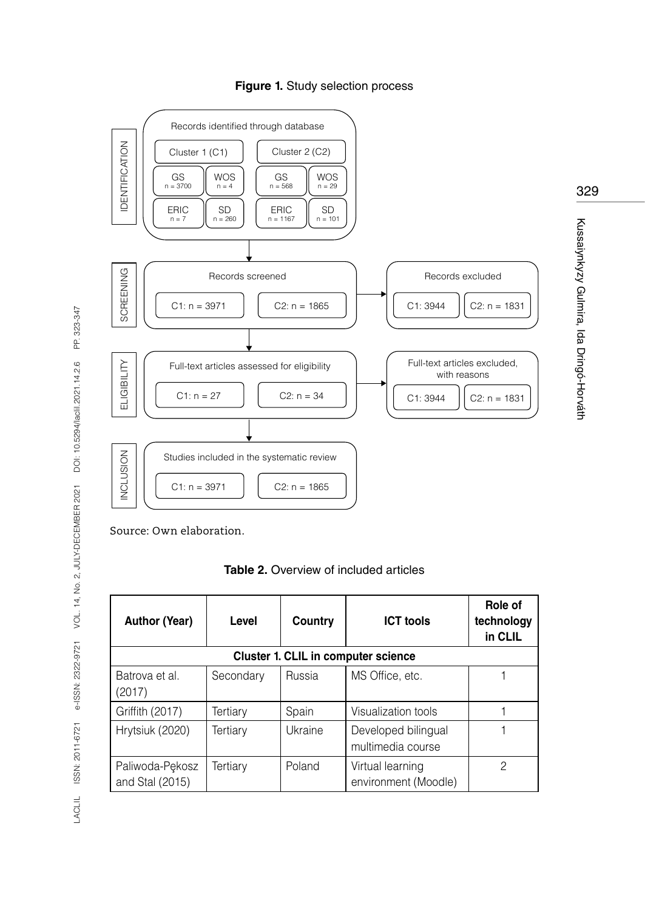**Figure 1.** Study selection process

IDENTIFICATION

Records identified through database

| Cluster 1 (C1) | | Cluster 2 (C2) | |
|---|---|---|---|
| GS n = 3700 | WOS n = 4 | GS n = 568 | WOS n = 29 |
| ERIC n = 7 | SD n = 260 | ERIC n = 1167 | SD n = 101 |

SCREENING

Records screened: C1: n = 3971; C2: n = 1865

Records excluded: C1: 3944; C2: n = 1831

ELIGIBILITY

Full-text articles assessed for eligibility: C1: n = 27; C2: n = 34

Full-text articles excluded, with reasons: C1: 3944; C2: n = 1831

INCLUSION

Studies included in the systematic review: C1: n = 3971; C2: n = 1865

Source: Own elaboration.

**Table 2.** Overview of included articles

| Author (Year) | Level | Country | ICT tools | Role of technology in CLIL |
|---|---|---|---|---|
| **Cluster 1. CLIL in computer science** | | | | |
| Batrova et al. (2017) | Secondary | Russia | MS Office, etc. | 1 |
| Griffith (2017) | Tertiary | Spain | Visualization tools | 1 |
| Hrytsiuk (2020) | Tertiary | Ukraine | Developed bilingual multimedia course | 1 |
| Paliwoda-Pękosz and Stal (2015) | Tertiary | Poland | Virtual learning environment (Moodle) | 2 |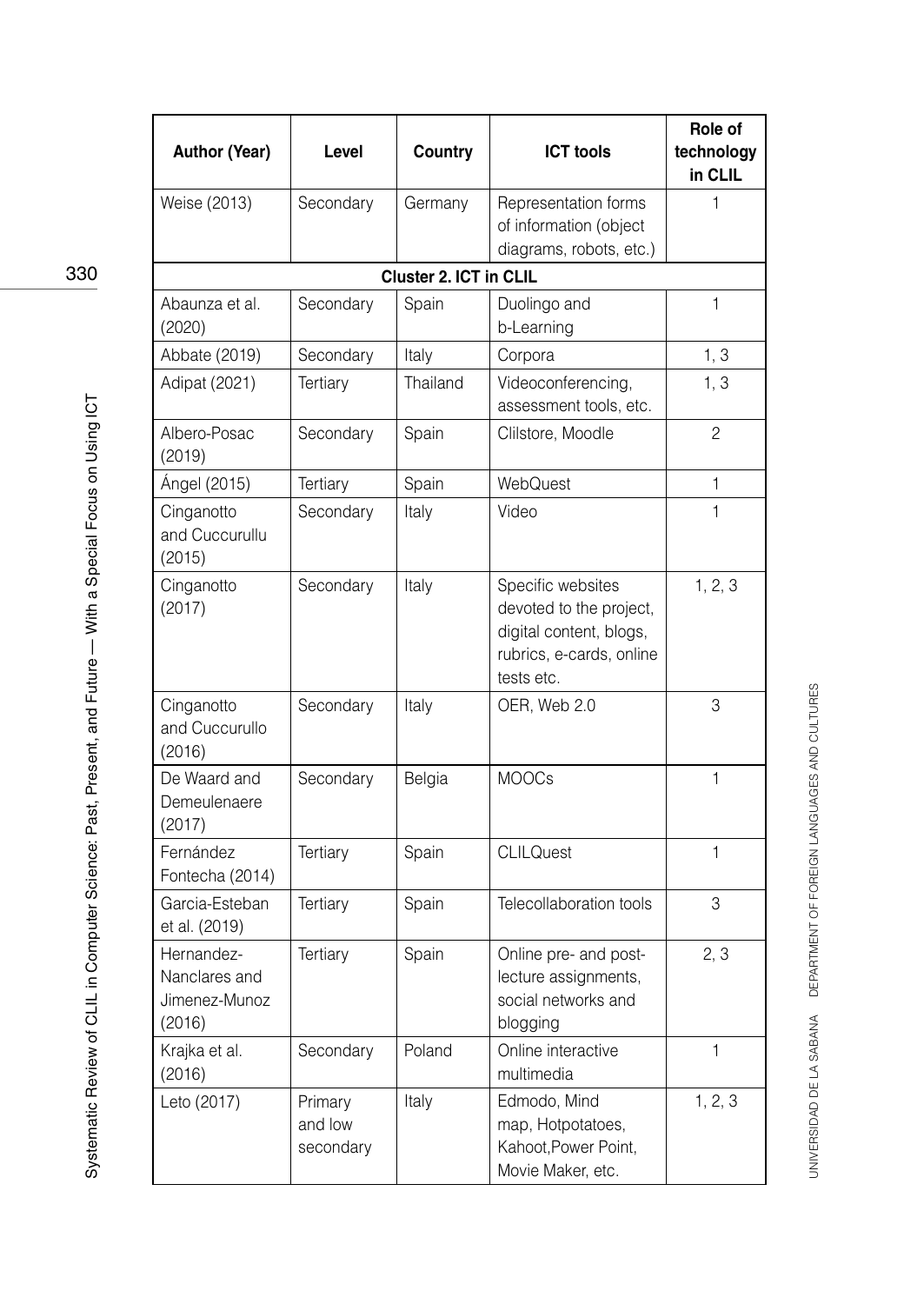| Author (Year) | Level | Country | ICT tools | Role of technology in CLIL |
|---|---|---|---|---|
| Weise (2013) | Secondary | Germany | Representation forms of information (object diagrams, robots, etc.) | 1 |
| **Cluster 2. ICT in CLIL** | | | | |
| Abaunza et al. (2020) | Secondary | Spain | Duolingo and b-Learning | 1 |
| Abbate (2019) | Secondary | Italy | Corpora | 1, 3 |
| Adipat (2021) | Tertiary | Thailand | Videoconferencing, assessment tools, etc. | 1, 3 |
| Albero-Posac (2019) | Secondary | Spain | Clilstore, Moodle | 2 |
| Ángel (2015) | Tertiary | Spain | WebQuest | 1 |
| Cinganotto and Cuccurullu (2015) | Secondary | Italy | Video | 1 |
| Cinganotto (2017) | Secondary | Italy | Specific websites devoted to the project, digital content, blogs, rubrics, e-cards, online tests etc. | 1, 2, 3 |
| Cinganotto and Cuccurullo (2016) | Secondary | Italy | OER, Web 2.0 | 3 |
| De Waard and Demeulenaere (2017) | Secondary | Belgia | MOOCs | 1 |
| Fernández Fontecha (2014) | Tertiary | Spain | CLILQuest | 1 |
| Garcia-Esteban et al. (2019) | Tertiary | Spain | Telecollaboration tools | 3 |
| Hernandez-Nanclares and Jimenez-Munoz (2016) | Tertiary | Spain | Online pre- and post-lecture assignments, social networks and blogging | 2, 3 |
| Krajka et al. (2016) | Secondary | Poland | Online interactive multimedia | 1 |
| Leto (2017) | Primary and low secondary | Italy | Edmodo, Mind map, Hotpotatoes, Kahoot,Power Point, Movie Maker, etc. | 1, 2, 3 |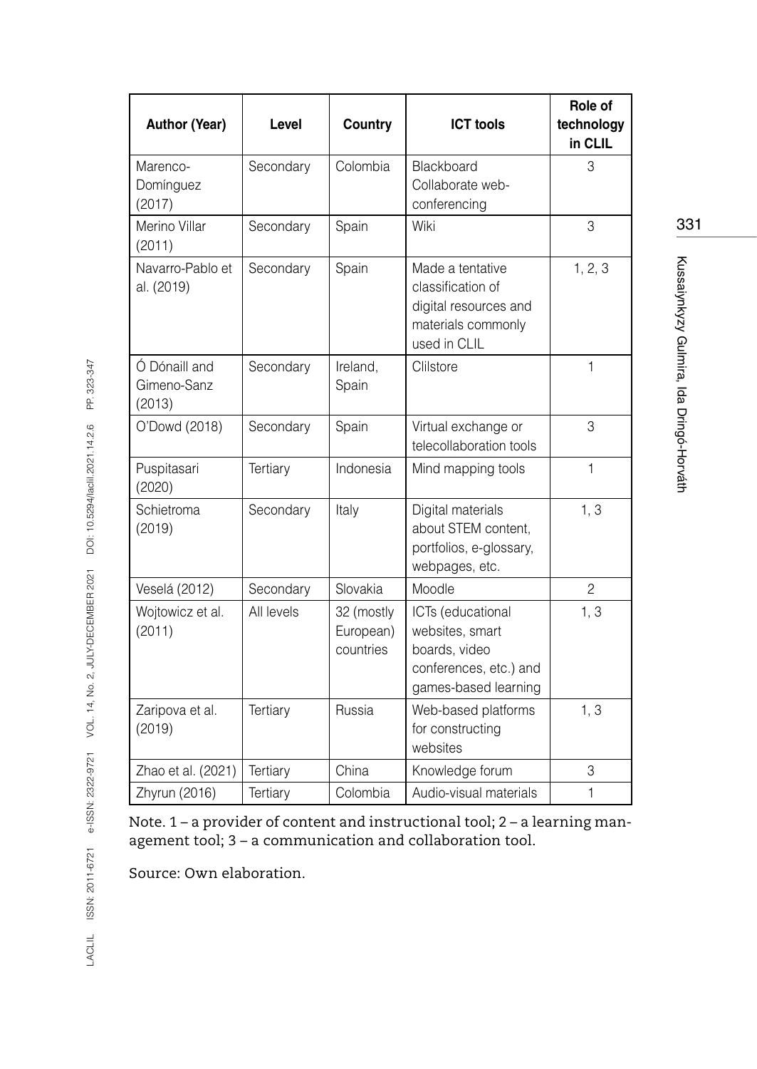| Author (Year) | Level | Country | ICT tools | Role of technology in CLIL |
|---|---|---|---|---|
| Marenco-Domínguez (2017) | Secondary | Colombia | Blackboard Collaborate web-conferencing | 3 |
| Merino Villar (2011) | Secondary | Spain | Wiki | 3 |
| Navarro-Pablo et al. (2019) | Secondary | Spain | Made a tentative classification of digital resources and materials commonly used in CLIL | 1, 2, 3 |
| Ó Dónaill and Gimeno-Sanz (2013) | Secondary | Ireland, Spain | Clilstore | 1 |
| O'Dowd (2018) | Secondary | Spain | Virtual exchange or telecollaboration tools | 3 |
| Puspitasari (2020) | Tertiary | Indonesia | Mind mapping tools | 1 |
| Schietroma (2019) | Secondary | Italy | Digital materials about STEM content, portfolios, e-glossary, webpages, etc. | 1, 3 |
| Veselá (2012) | Secondary | Slovakia | Moodle | 2 |
| Wojtowicz et al. (2011) | All levels | 32 (mostly European) countries | ICTs (educational websites, smart boards, video conferences, etc.) and games-based learning | 1, 3 |
| Zaripova et al. (2019) | Tertiary | Russia | Web-based platforms for constructing websites | 1, 3 |
| Zhao et al. (2021) | Tertiary | China | Knowledge forum | 3 |
| Zhyrun (2016) | Tertiary | Colombia | Audio-visual materials | 1 |

Note. 1 – a provider of content and instructional tool; 2 – a learning management tool; 3 – a communication and collaboration tool.

Source: Own elaboration.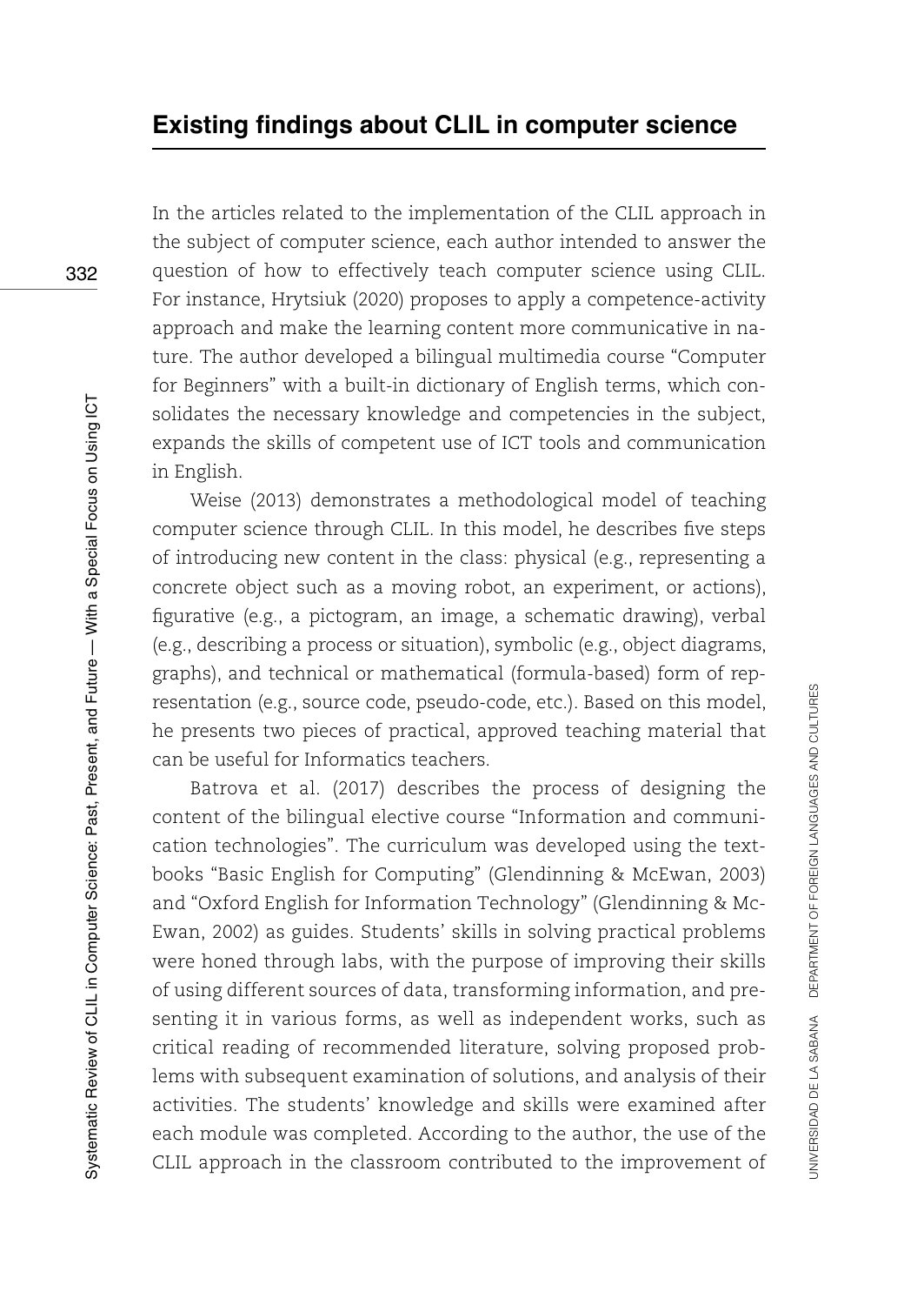## Existing findings about CLIL in computer science

In the articles related to the implementation of the CLIL approach in the subject of computer science, each author intended to answer the question of how to effectively teach computer science using CLIL. For instance, Hrytsiuk (2020) proposes to apply a competence-activity approach and make the learning content more communicative in nature. The author developed a bilingual multimedia course "Computer for Beginners" with a built-in dictionary of English terms, which consolidates the necessary knowledge and competencies in the subject, expands the skills of competent use of ICT tools and communication in English.

Weise (2013) demonstrates a methodological model of teaching computer science through CLIL. In this model, he describes five steps of introducing new content in the class: physical (e.g., representing a concrete object such as a moving robot, an experiment, or actions), figurative (e.g., a pictogram, an image, a schematic drawing), verbal (e.g., describing a process or situation), symbolic (e.g., object diagrams, graphs), and technical or mathematical (formula-based) form of representation (e.g., source code, pseudo-code, etc.). Based on this model, he presents two pieces of practical, approved teaching material that can be useful for Informatics teachers.

Batrova et al. (2017) describes the process of designing the content of the bilingual elective course "Information and communication technologies". The curriculum was developed using the textbooks "Basic English for Computing" (Glendinning & McEwan, 2003) and "Oxford English for Information Technology" (Glendinning & McEwan, 2002) as guides. Students' skills in solving practical problems were honed through labs, with the purpose of improving their skills of using different sources of data, transforming information, and presenting it in various forms, as well as independent works, such as critical reading of recommended literature, solving proposed problems with subsequent examination of solutions, and analysis of their activities. The students' knowledge and skills were examined after each module was completed. According to the author, the use of the CLIL approach in the classroom contributed to the improvement of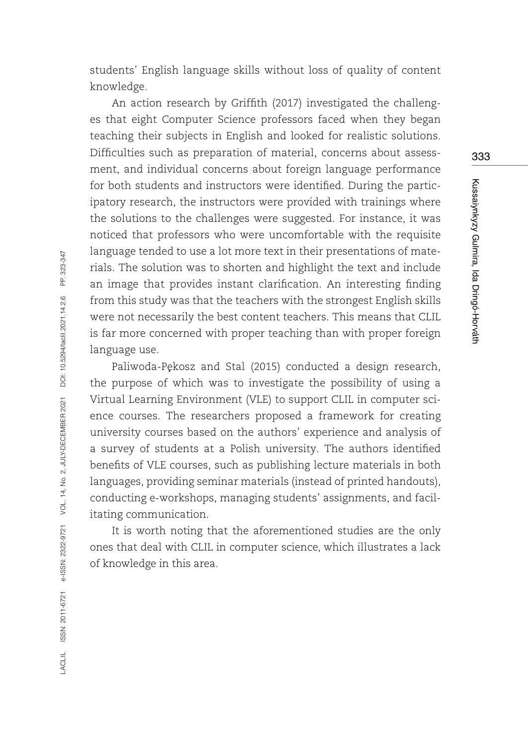students' English language skills without loss of quality of content knowledge.

An action research by Griffith (2017) investigated the challenges that eight Computer Science professors faced when they began teaching their subjects in English and looked for realistic solutions. Difficulties such as preparation of material, concerns about assessment, and individual concerns about foreign language performance for both students and instructors were identified. During the participatory research, the instructors were provided with trainings where the solutions to the challenges were suggested. For instance, it was noticed that professors who were uncomfortable with the requisite language tended to use a lot more text in their presentations of materials. The solution was to shorten and highlight the text and include an image that provides instant clarification. An interesting finding from this study was that the teachers with the strongest English skills were not necessarily the best content teachers. This means that CLIL is far more concerned with proper teaching than with proper foreign language use.

Paliwoda-Pękosz and Stal (2015) conducted a design research, the purpose of which was to investigate the possibility of using a Virtual Learning Environment (VLE) to support CLIL in computer science courses. The researchers proposed a framework for creating university courses based on the authors' experience and analysis of a survey of students at a Polish university. The authors identified benefits of VLE courses, such as publishing lecture materials in both languages, providing seminar materials (instead of printed handouts), conducting e-workshops, managing students' assignments, and facilitating communication.

It is worth noting that the aforementioned studies are the only ones that deal with CLIL in computer science, which illustrates a lack of knowledge in this area.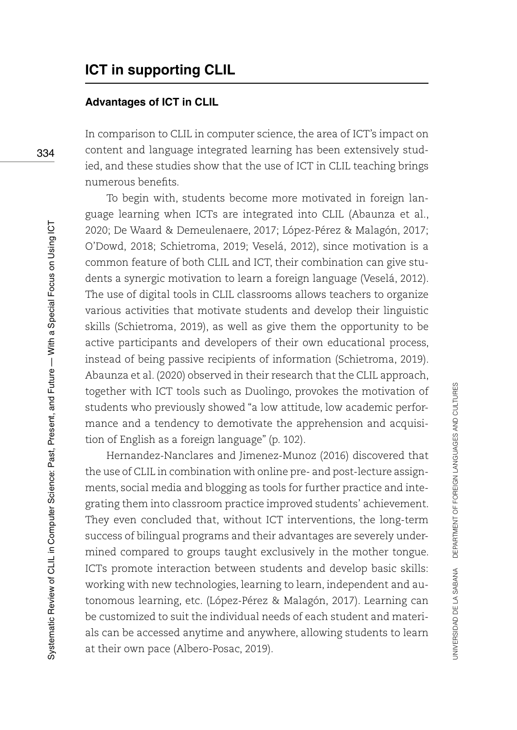## ICT in supporting CLIL

### Advantages of ICT in CLIL

In comparison to CLIL in computer science, the area of ICT's impact on content and language integrated learning has been extensively studied, and these studies show that the use of ICT in CLIL teaching brings numerous benefits.

To begin with, students become more motivated in foreign language learning when ICTs are integrated into CLIL (Abaunza et al., 2020; De Waard & Demeulenaere, 2017; López-Pérez & Malagón, 2017; O'Dowd, 2018; Schietroma, 2019; Veselá, 2012), since motivation is a common feature of both CLIL and ICT, their combination can give students a synergic motivation to learn a foreign language (Veselá, 2012). The use of digital tools in CLIL classrooms allows teachers to organize various activities that motivate students and develop their linguistic skills (Schietroma, 2019), as well as give them the opportunity to be active participants and developers of their own educational process, instead of being passive recipients of information (Schietroma, 2019). Abaunza et al. (2020) observed in their research that the CLIL approach, together with ICT tools such as Duolingo, provokes the motivation of students who previously showed "a low attitude, low academic performance and a tendency to demotivate the apprehension and acquisition of English as a foreign language" (p. 102).

Hernandez-Nanclares and Jimenez-Munoz (2016) discovered that the use of CLIL in combination with online pre- and post-lecture assignments, social media and blogging as tools for further practice and integrating them into classroom practice improved students' achievement. They even concluded that, without ICT interventions, the long-term success of bilingual programs and their advantages are severely undermined compared to groups taught exclusively in the mother tongue. ICTs promote interaction between students and develop basic skills: working with new technologies, learning to learn, independent and autonomous learning, etc. (López-Pérez & Malagón, 2017). Learning can be customized to suit the individual needs of each student and materials can be accessed anytime and anywhere, allowing students to learn at their own pace (Albero-Posac, 2019).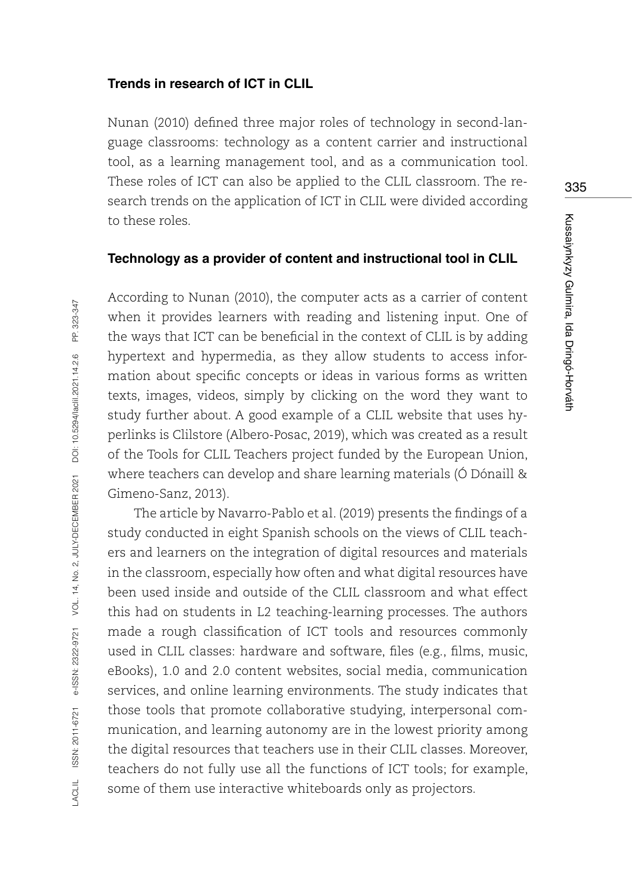### Trends in research of ICT in CLIL

Nunan (2010) defined three major roles of technology in second-language classrooms: technology as a content carrier and instructional tool, as a learning management tool, and as a communication tool. These roles of ICT can also be applied to the CLIL classroom. The research trends on the application of ICT in CLIL were divided according to these roles.

### Technology as a provider of content and instructional tool in CLIL

According to Nunan (2010), the computer acts as a carrier of content when it provides learners with reading and listening input. One of the ways that ICT can be beneficial in the context of CLIL is by adding hypertext and hypermedia, as they allow students to access information about specific concepts or ideas in various forms as written texts, images, videos, simply by clicking on the word they want to study further about. A good example of a CLIL website that uses hyperlinks is Clilstore (Albero-Posac, 2019), which was created as a result of the Tools for CLIL Teachers project funded by the European Union, where teachers can develop and share learning materials (Ó Dónaill & Gimeno-Sanz, 2013).

The article by Navarro-Pablo et al. (2019) presents the findings of a study conducted in eight Spanish schools on the views of CLIL teachers and learners on the integration of digital resources and materials in the classroom, especially how often and what digital resources have been used inside and outside of the CLIL classroom and what effect this had on students in L2 teaching-learning processes. The authors made a rough classification of ICT tools and resources commonly used in CLIL classes: hardware and software, files (e.g., films, music, eBooks), 1.0 and 2.0 content websites, social media, communication services, and online learning environments. The study indicates that those tools that promote collaborative studying, interpersonal communication, and learning autonomy are in the lowest priority among the digital resources that teachers use in their CLIL classes. Moreover, teachers do not fully use all the functions of ICT tools; for example, some of them use interactive whiteboards only as projectors.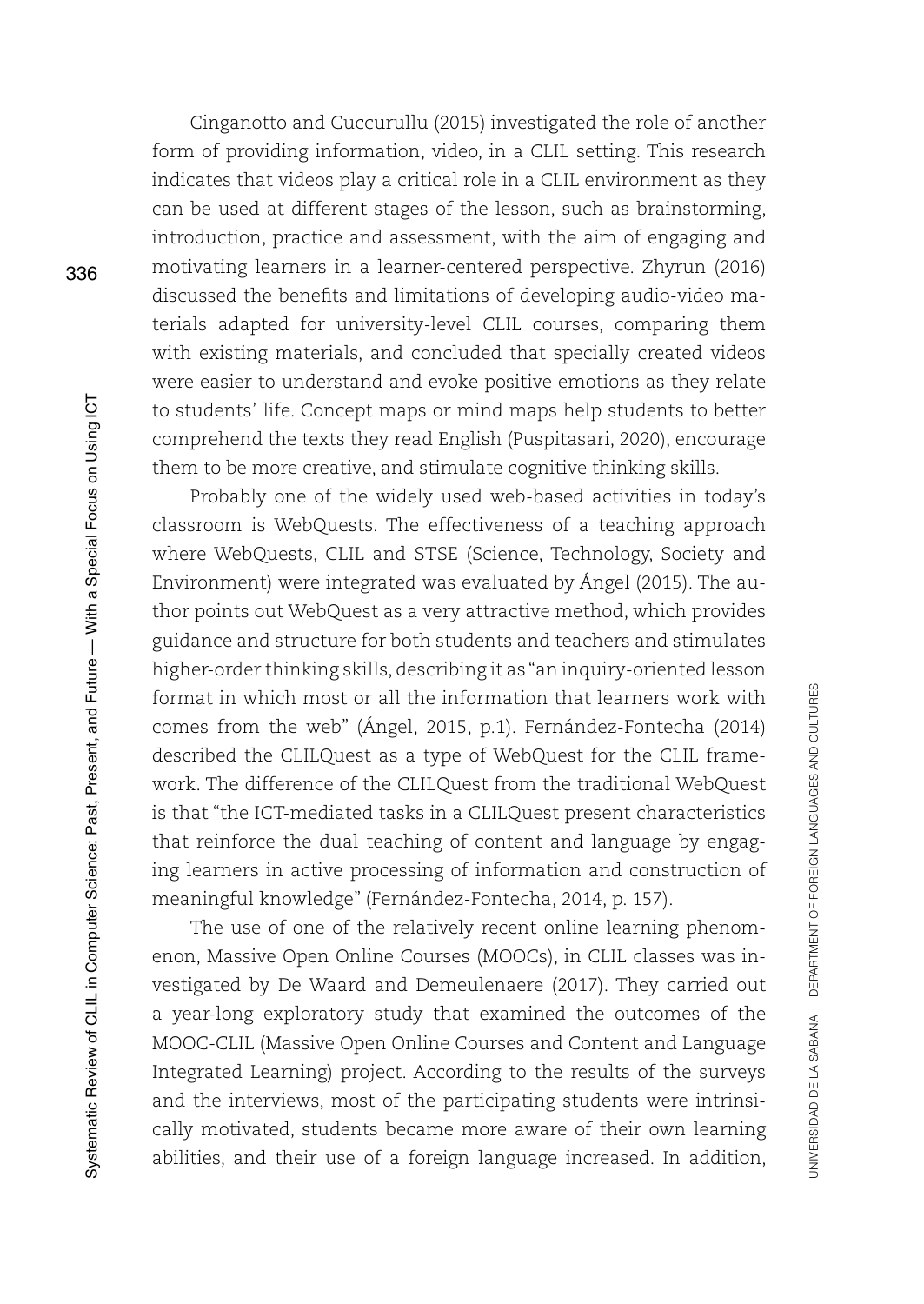Cinganotto and Cuccurullu (2015) investigated the role of another form of providing information, video, in a CLIL setting. This research indicates that videos play a critical role in a CLIL environment as they can be used at different stages of the lesson, such as brainstorming, introduction, practice and assessment, with the aim of engaging and motivating learners in a learner-centered perspective. Zhyrun (2016) discussed the benefits and limitations of developing audio-video materials adapted for university-level CLIL courses, comparing them with existing materials, and concluded that specially created videos were easier to understand and evoke positive emotions as they relate to students' life. Concept maps or mind maps help students to better comprehend the texts they read English (Puspitasari, 2020), encourage them to be more creative, and stimulate cognitive thinking skills.

Probably one of the widely used web-based activities in today's classroom is WebQuests. The effectiveness of a teaching approach where WebQuests, CLIL and STSE (Science, Technology, Society and Environment) were integrated was evaluated by Ángel (2015). The author points out WebQuest as a very attractive method, which provides guidance and structure for both students and teachers and stimulates higher-order thinking skills, describing it as "an inquiry-oriented lesson format in which most or all the information that learners work with comes from the web" (Ángel, 2015, p.1). Fernández-Fontecha (2014) described the CLILQuest as a type of WebQuest for the CLIL framework. The difference of the CLILQuest from the traditional WebQuest is that "the ICT-mediated tasks in a CLILQuest present characteristics that reinforce the dual teaching of content and language by engaging learners in active processing of information and construction of meaningful knowledge" (Fernández-Fontecha, 2014, p. 157).

The use of one of the relatively recent online learning phenomenon, Massive Open Online Courses (MOOCs), in CLIL classes was investigated by De Waard and Demeulenaere (2017). They carried out a year-long exploratory study that examined the outcomes of the MOOC-CLIL (Massive Open Online Courses and Content and Language Integrated Learning) project. According to the results of the surveys and the interviews, most of the participating students were intrinsically motivated, students became more aware of their own learning abilities, and their use of a foreign language increased. In addition,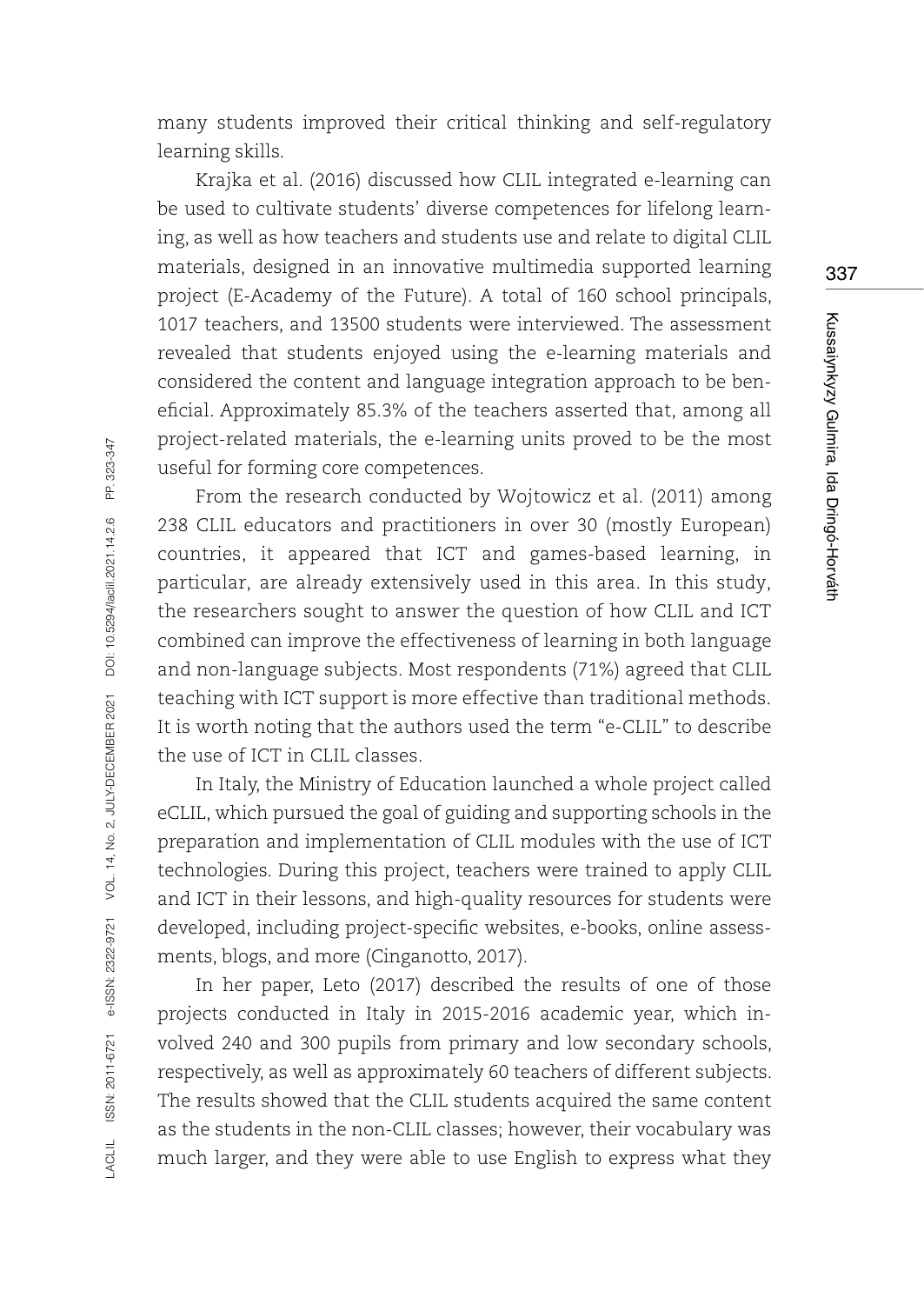many students improved their critical thinking and self-regulatory learning skills.

Krajka et al. (2016) discussed how CLIL integrated e-learning can be used to cultivate students' diverse competences for lifelong learning, as well as how teachers and students use and relate to digital CLIL materials, designed in an innovative multimedia supported learning project (E-Academy of the Future). A total of 160 school principals, 1017 teachers, and 13500 students were interviewed. The assessment revealed that students enjoyed using the e-learning materials and considered the content and language integration approach to be beneficial. Approximately 85.3% of the teachers asserted that, among all project-related materials, the e-learning units proved to be the most useful for forming core competences.

From the research conducted by Wojtowicz et al. (2011) among 238 CLIL educators and practitioners in over 30 (mostly European) countries, it appeared that ICT and games-based learning, in particular, are already extensively used in this area. In this study, the researchers sought to answer the question of how CLIL and ICT combined can improve the effectiveness of learning in both language and non-language subjects. Most respondents (71%) agreed that CLIL teaching with ICT support is more effective than traditional methods. It is worth noting that the authors used the term "e-CLIL" to describe the use of ICT in CLIL classes.

In Italy, the Ministry of Education launched a whole project called eCLIL, which pursued the goal of guiding and supporting schools in the preparation and implementation of CLIL modules with the use of ICT technologies. During this project, teachers were trained to apply CLIL and ICT in their lessons, and high-quality resources for students were developed, including project-specific websites, e-books, online assessments, blogs, and more (Cinganotto, 2017).

In her paper, Leto (2017) described the results of one of those projects conducted in Italy in 2015-2016 academic year, which involved 240 and 300 pupils from primary and low secondary schools, respectively, as well as approximately 60 teachers of different subjects. The results showed that the CLIL students acquired the same content as the students in the non-CLIL classes; however, their vocabulary was much larger, and they were able to use English to express what they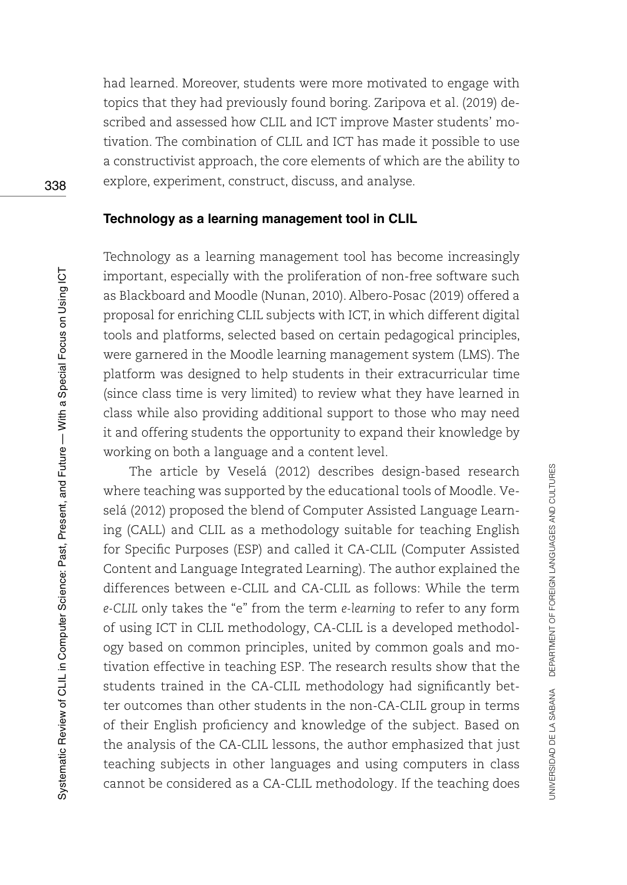had learned. Moreover, students were more motivated to engage with topics that they had previously found boring. Zaripova et al. (2019) described and assessed how CLIL and ICT improve Master students' motivation. The combination of CLIL and ICT has made it possible to use a constructivist approach, the core elements of which are the ability to explore, experiment, construct, discuss, and analyse.

### Technology as a learning management tool in CLIL

Technology as a learning management tool has become increasingly important, especially with the proliferation of non-free software such as Blackboard and Moodle (Nunan, 2010). Albero-Posac (2019) offered a proposal for enriching CLIL subjects with ICT, in which different digital tools and platforms, selected based on certain pedagogical principles, were garnered in the Moodle learning management system (LMS). The platform was designed to help students in their extracurricular time (since class time is very limited) to review what they have learned in class while also providing additional support to those who may need it and offering students the opportunity to expand their knowledge by working on both a language and a content level.

The article by Veselá (2012) describes design-based research where teaching was supported by the educational tools of Moodle. Veselá (2012) proposed the blend of Computer Assisted Language Learning (CALL) and CLIL as a methodology suitable for teaching English for Specific Purposes (ESP) and called it CA-CLIL (Computer Assisted Content and Language Integrated Learning). The author explained the differences between e-CLIL and CA-CLIL as follows: While the term *e-CLIL* only takes the "e" from the term *e-learning* to refer to any form of using ICT in CLIL methodology, CA-CLIL is a developed methodology based on common principles, united by common goals and motivation effective in teaching ESP. The research results show that the students trained in the CA-CLIL methodology had significantly better outcomes than other students in the non-CA-CLIL group in terms of their English proficiency and knowledge of the subject. Based on the analysis of the CA-CLIL lessons, the author emphasized that just teaching subjects in other languages and using computers in class cannot be considered as a CA-CLIL methodology. If the teaching does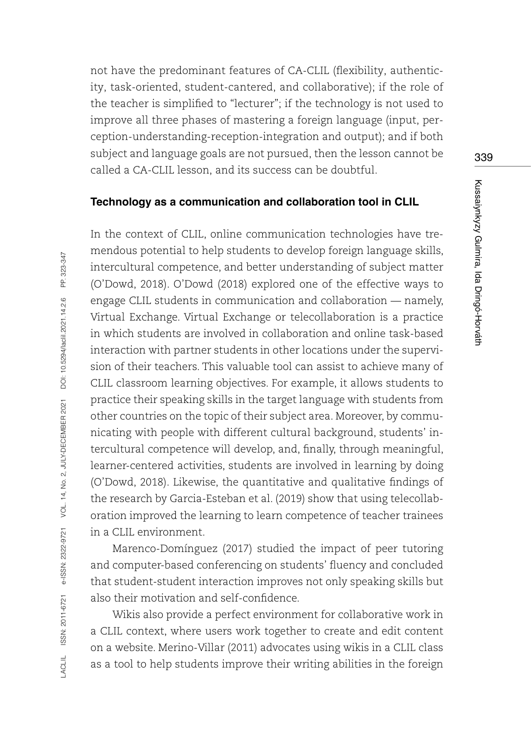not have the predominant features of CA-CLIL (flexibility, authenticity, task-oriented, student-cantered, and collaborative); if the role of the teacher is simplified to "lecturer"; if the technology is not used to improve all three phases of mastering a foreign language (input, perception-understanding-reception-integration and output); and if both subject and language goals are not pursued, then the lesson cannot be called a CA-CLIL lesson, and its success can be doubtful.

### Technology as a communication and collaboration tool in CLIL

In the context of CLIL, online communication technologies have tremendous potential to help students to develop foreign language skills, intercultural competence, and better understanding of subject matter (O'Dowd, 2018). O'Dowd (2018) explored one of the effective ways to engage CLIL students in communication and collaboration — namely, Virtual Exchange. Virtual Exchange or telecollaboration is a practice in which students are involved in collaboration and online task-based interaction with partner students in other locations under the supervision of their teachers. This valuable tool can assist to achieve many of CLIL classroom learning objectives. For example, it allows students to practice their speaking skills in the target language with students from other countries on the topic of their subject area. Moreover, by communicating with people with different cultural background, students' intercultural competence will develop, and, finally, through meaningful, learner-centered activities, students are involved in learning by doing (O'Dowd, 2018). Likewise, the quantitative and qualitative findings of the research by Garcia-Esteban et al. (2019) show that using telecollaboration improved the learning to learn competence of teacher trainees in a CLIL environment.

Marenco-Domínguez (2017) studied the impact of peer tutoring and computer-based conferencing on students' fluency and concluded that student-student interaction improves not only speaking skills but also their motivation and self-confidence.

Wikis also provide a perfect environment for collaborative work in a CLIL context, where users work together to create and edit content on a website. Merino-Villar (2011) advocates using wikis in a CLIL class as a tool to help students improve their writing abilities in the foreign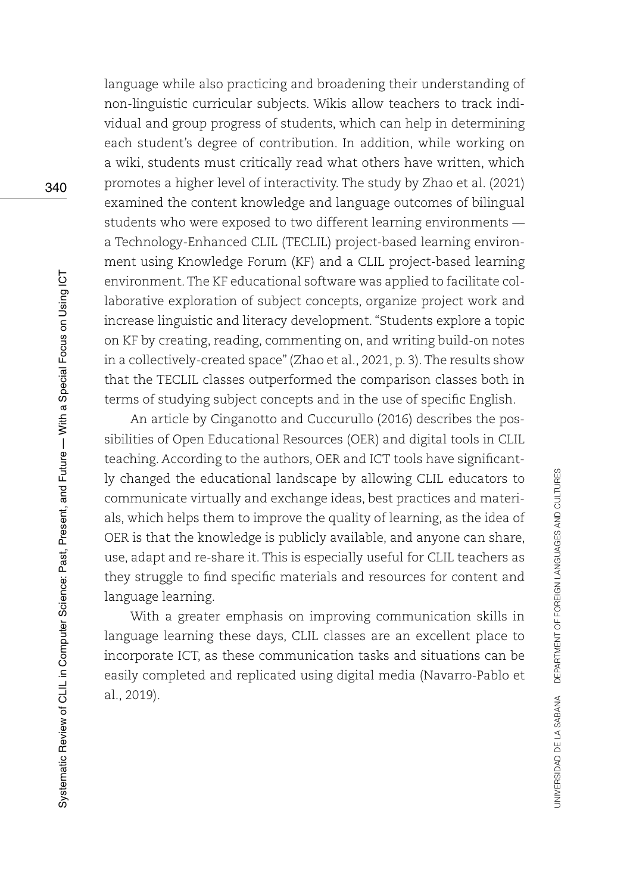language while also practicing and broadening their understanding of non-linguistic curricular subjects. Wikis allow teachers to track individual and group progress of students, which can help in determining each student's degree of contribution. In addition, while working on a wiki, students must critically read what others have written, which promotes a higher level of interactivity. The study by Zhao et al. (2021) examined the content knowledge and language outcomes of bilingual students who were exposed to two different learning environments — a Technology-Enhanced CLIL (TECLIL) project-based learning environment using Knowledge Forum (KF) and a CLIL project-based learning environment. The KF educational software was applied to facilitate collaborative exploration of subject concepts, organize project work and increase linguistic and literacy development. "Students explore a topic on KF by creating, reading, commenting on, and writing build-on notes in a collectively-created space" (Zhao et al., 2021, p. 3). The results show that the TECLIL classes outperformed the comparison classes both in terms of studying subject concepts and in the use of specific English.

An article by Cinganotto and Cuccurullo (2016) describes the possibilities of Open Educational Resources (OER) and digital tools in CLIL teaching. According to the authors, OER and ICT tools have significantly changed the educational landscape by allowing CLIL educators to communicate virtually and exchange ideas, best practices and materials, which helps them to improve the quality of learning, as the idea of OER is that the knowledge is publicly available, and anyone can share, use, adapt and re-share it. This is especially useful for CLIL teachers as they struggle to find specific materials and resources for content and language learning.

With a greater emphasis on improving communication skills in language learning these days, CLIL classes are an excellent place to incorporate ICT, as these communication tasks and situations can be easily completed and replicated using digital media (Navarro-Pablo et al., 2019).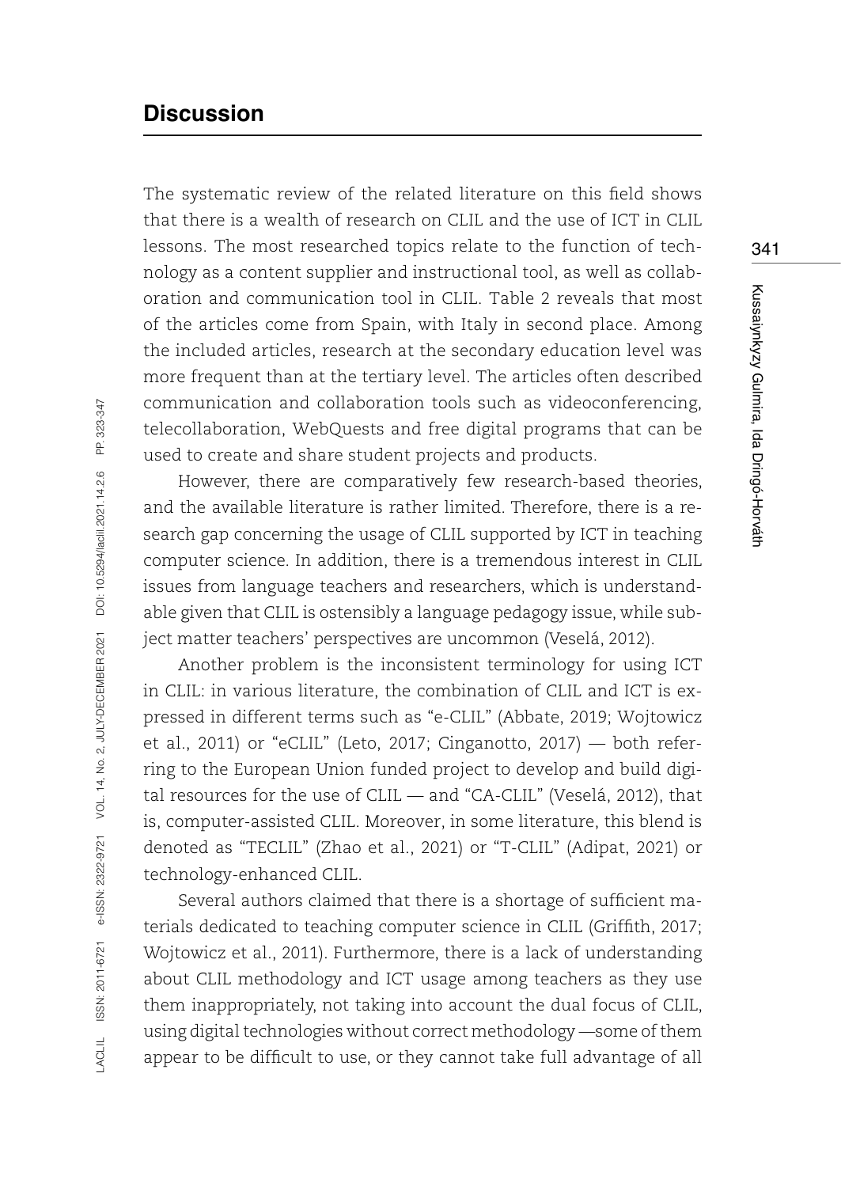## Discussion

The systematic review of the related literature on this field shows that there is a wealth of research on CLIL and the use of ICT in CLIL lessons. The most researched topics relate to the function of technology as a content supplier and instructional tool, as well as collaboration and communication tool in CLIL. Table 2 reveals that most of the articles come from Spain, with Italy in second place. Among the included articles, research at the secondary education level was more frequent than at the tertiary level. The articles often described communication and collaboration tools such as videoconferencing, telecollaboration, WebQuests and free digital programs that can be used to create and share student projects and products.

However, there are comparatively few research-based theories, and the available literature is rather limited. Therefore, there is a research gap concerning the usage of CLIL supported by ICT in teaching computer science. In addition, there is a tremendous interest in CLIL issues from language teachers and researchers, which is understandable given that CLIL is ostensibly a language pedagogy issue, while subject matter teachers' perspectives are uncommon (Veselá, 2012).

Another problem is the inconsistent terminology for using ICT in CLIL: in various literature, the combination of CLIL and ICT is expressed in different terms such as "e-CLIL" (Abbate, 2019; Wojtowicz et al., 2011) or "eCLIL" (Leto, 2017; Cinganotto, 2017) — both referring to the European Union funded project to develop and build digital resources for the use of CLIL — and "CA-CLIL" (Veselá, 2012), that is, computer-assisted CLIL. Moreover, in some literature, this blend is denoted as "TECLIL" (Zhao et al., 2021) or "T-CLIL" (Adipat, 2021) or technology-enhanced CLIL.

Several authors claimed that there is a shortage of sufficient materials dedicated to teaching computer science in CLIL (Griffith, 2017; Wojtowicz et al., 2011). Furthermore, there is a lack of understanding about CLIL methodology and ICT usage among teachers as they use them inappropriately, not taking into account the dual focus of CLIL, using digital technologies without correct methodology —some of them appear to be difficult to use, or they cannot take full advantage of all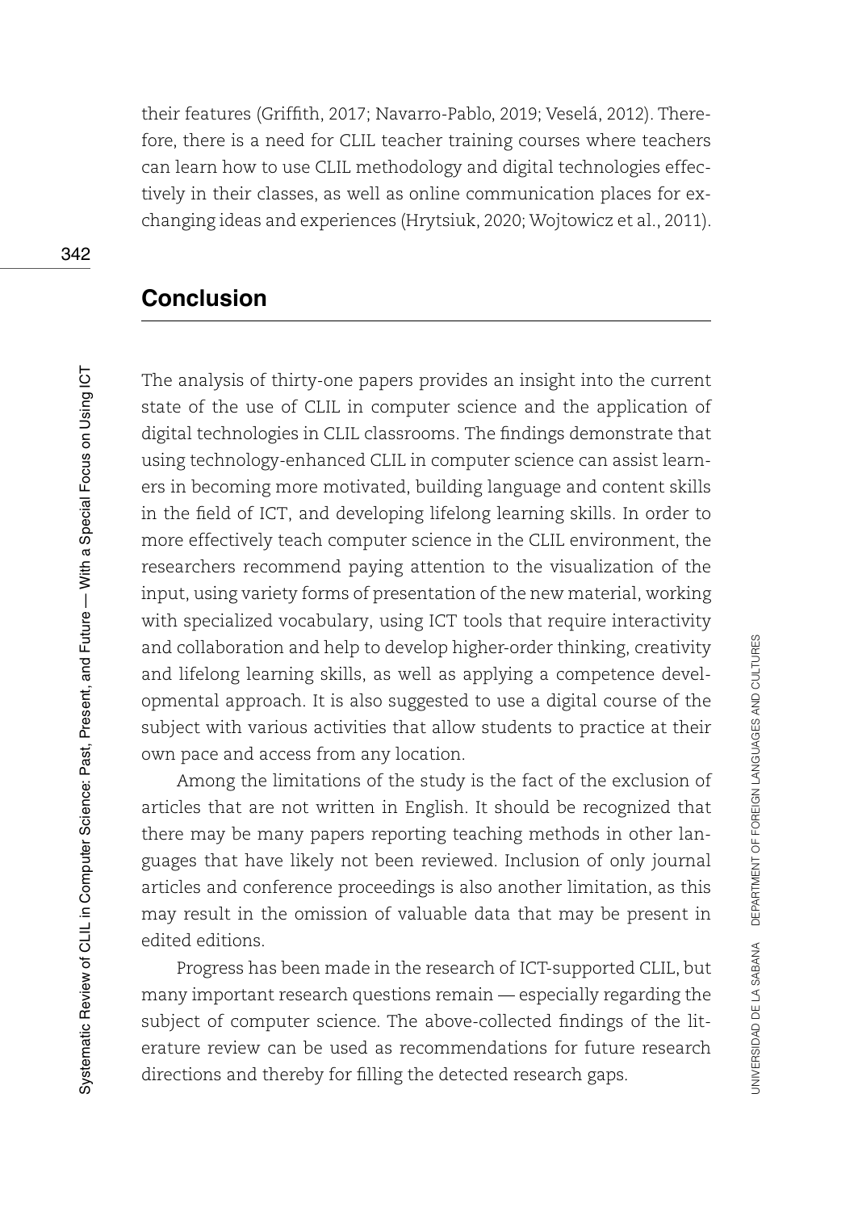their features (Griffith, 2017; Navarro-Pablo, 2019; Veselá, 2012). Therefore, there is a need for CLIL teacher training courses where teachers can learn how to use CLIL methodology and digital technologies effectively in their classes, as well as online communication places for exchanging ideas and experiences (Hrytsiuk, 2020; Wojtowicz et al., 2011).

## Conclusion

The analysis of thirty-one papers provides an insight into the current state of the use of CLIL in computer science and the application of digital technologies in CLIL classrooms. The findings demonstrate that using technology-enhanced CLIL in computer science can assist learners in becoming more motivated, building language and content skills in the field of ICT, and developing lifelong learning skills. In order to more effectively teach computer science in the CLIL environment, the researchers recommend paying attention to the visualization of the input, using variety forms of presentation of the new material, working with specialized vocabulary, using ICT tools that require interactivity and collaboration and help to develop higher-order thinking, creativity and lifelong learning skills, as well as applying a competence developmental approach. It is also suggested to use a digital course of the subject with various activities that allow students to practice at their own pace and access from any location.

Among the limitations of the study is the fact of the exclusion of articles that are not written in English. It should be recognized that there may be many papers reporting teaching methods in other languages that have likely not been reviewed. Inclusion of only journal articles and conference proceedings is also another limitation, as this may result in the omission of valuable data that may be present in edited editions.

Progress has been made in the research of ICT-supported CLIL, but many important research questions remain — especially regarding the subject of computer science. The above-collected findings of the literature review can be used as recommendations for future research directions and thereby for filling the detected research gaps.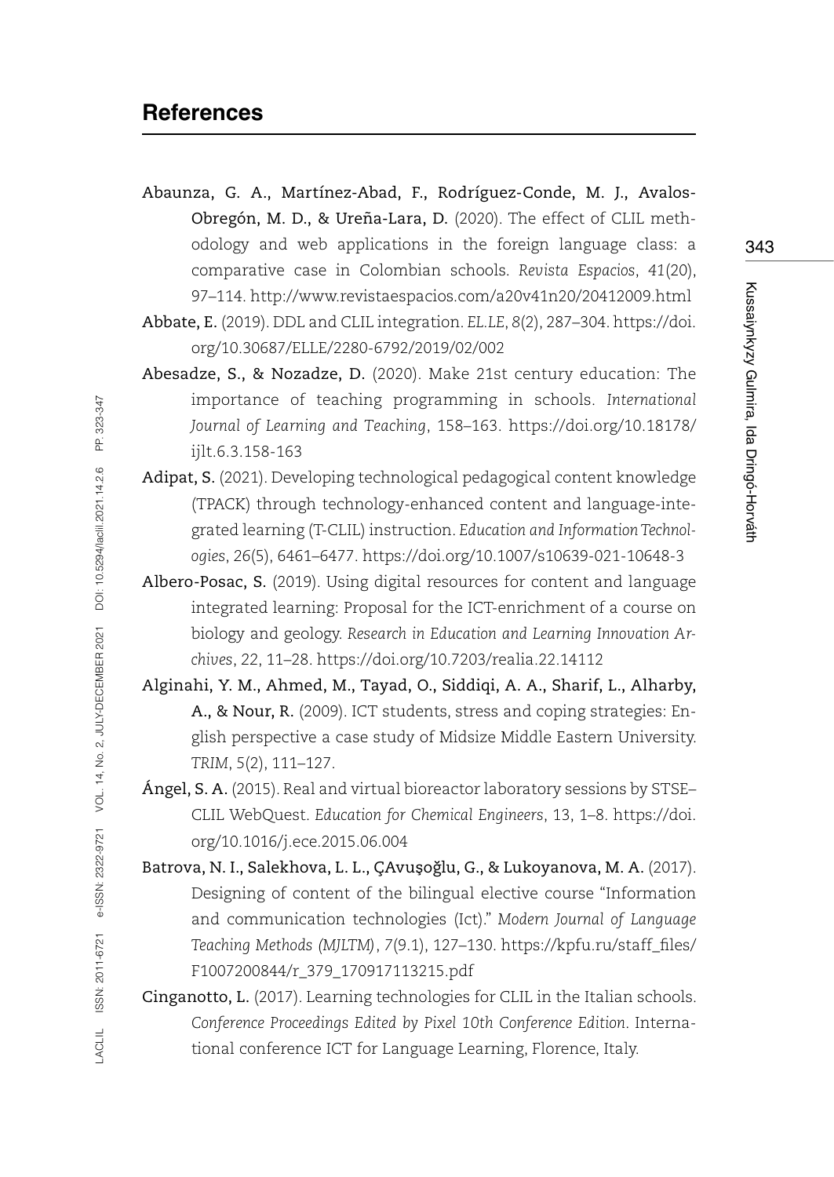## References

**Abaunza, G. A., Martínez-Abad, F., Rodríguez-Conde, M. J., Avalos-Obregón, M. D., & Ureña-Lara, D.** (2020). The effect of CLIL methodology and web applications in the foreign language class: a comparative case in Colombian schools. *Revista Espacios*, *41*(20), 97–114. http://www.revistaespacios.com/a20v41n20/20412009.html

**Abbate, E.** (2019). DDL and CLIL integration. *EL.LE*, *8*(2), 287–304. https://doi.org/10.30687/ELLE/2280-6792/2019/02/002

**Abesadze, S., & Nozadze, D.** (2020). Make 21st century education: The importance of teaching programming in schools. *International Journal of Learning and Teaching*, 158–163. https://doi.org/10.18178/ijlt.6.3.158-163

**Adipat, S.** (2021). Developing technological pedagogical content knowledge (TPACK) through technology-enhanced content and language-integrated learning (T-CLIL) instruction. *Education and Information Technologies*, 26(5), 6461–6477. https://doi.org/10.1007/s10639-021-10648-3

**Albero-Posac, S.** (2019). Using digital resources for content and language integrated learning: Proposal for the ICT-enrichment of a course on biology and geology. *Research in Education and Learning Innovation Archives*, *22*, 11–28. https://doi.org/10.7203/realia.22.14112

**Alginahi, Y. M., Ahmed, M., Tayad, O., Siddiqi, A. A., Sharif, L., Alharby, A., & Nour, R.** (2009). ICT students, stress and coping strategies: English perspective a case study of Midsize Middle Eastern University. *TRIM*, 5(2), 111–127.

**Ángel, S. A.** (2015). Real and virtual bioreactor laboratory sessions by STSE–CLIL WebQuest. *Education for Chemical Engineers*, 13, 1–8. https://doi.org/10.1016/j.ece.2015.06.004

**Batrova, N. I., Salekhova, L. L., ÇAvuşoğlu, G., & Lukoyanova, M. A.** (2017). Designing of content of the bilingual elective course "Information and communication technologies (Ict)." *Modern Journal of Language Teaching Methods (MJLTM)*, *7*(9.1), 127–130. https://kpfu.ru/staff_files/F1007200844/r_379_170917113215.pdf

**Cinganotto, L.** (2017). Learning technologies for CLIL in the Italian schools. *Conference Proceedings Edited by Pixel 10th Conference Edition*. International conference ICT for Language Learning, Florence, Italy.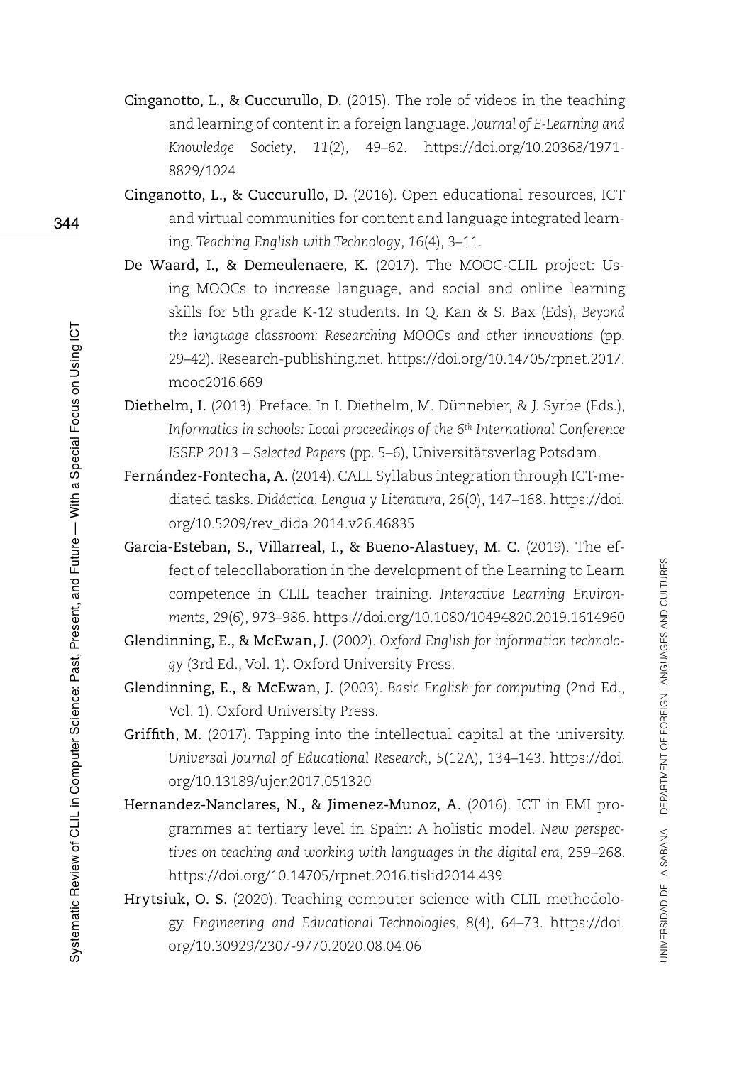**Cinganotto, L., & Cuccurullo, D.** (2015). The role of videos in the teaching and learning of content in a foreign language. *Journal of E-Learning and Knowledge Society*, *11*(2), 49–62. https://doi.org/10.20368/1971-8829/1024

**Cinganotto, L., & Cuccurullo, D.** (2016). Open educational resources, ICT and virtual communities for content and language integrated learning. *Teaching English with Technology*, *16*(4), 3–11.

**De Waard, I., & Demeulenaere, K.** (2017). The MOOC-CLIL project: Using MOOCs to increase language, and social and online learning skills for 5th grade K-12 students. In Q. Kan & S. Bax (Eds), *Beyond the language classroom: Researching MOOCs and other innovations* (pp. 29–42). Research-publishing.net. https://doi.org/10.14705/rpnet.2017.mooc2016.669

**Diethelm, I.** (2013). Preface. In I. Diethelm, M. Dünnebier, & J. Syrbe (Eds.), *Informatics in schools: Local proceedings of the 6th International Conference ISSEP 2013 – Selected Papers* (pp. 5–6), Universitätsverlag Potsdam.

**Fernández-Fontecha, A.** (2014). CALL Syllabus integration through ICT-mediated tasks. *Didáctica. Lengua y Literatura*, *26*(0), 147–168. https://doi.org/10.5209/rev_dida.2014.v26.46835

**Garcia-Esteban, S., Villarreal, I., & Bueno-Alastuey, M. C.** (2019). The effect of telecollaboration in the development of the Learning to Learn competence in CLIL teacher training. *Interactive Learning Environments*, *29*(6), 973–986. https://doi.org/10.1080/10494820.2019.1614960

**Glendinning, E., & McEwan, J.** (2002). *Oxford English for information technology* (3rd Ed., Vol. 1). Oxford University Press.

**Glendinning, E., & McEwan, J.** (2003). *Basic English for computing* (2nd Ed., Vol. 1). Oxford University Press.

**Griffith, M.** (2017). Tapping into the intellectual capital at the university. *Universal Journal of Educational Research*, *5*(12A), 134–143. https://doi.org/10.13189/ujer.2017.051320

**Hernandez-Nanclares, N., & Jimenez-Munoz, A.** (2016). ICT in EMI programmes at tertiary level in Spain: A holistic model. *New perspectives on teaching and working with languages in the digital era*, 259–268. https://doi.org/10.14705/rpnet.2016.tislid2014.439

**Hrytsiuk, O. S.** (2020). Teaching computer science with CLIL methodology. *Engineering and Educational Technologies*, *8*(4), 64–73. https://doi.org/10.30929/2307-9770.2020.08.04.06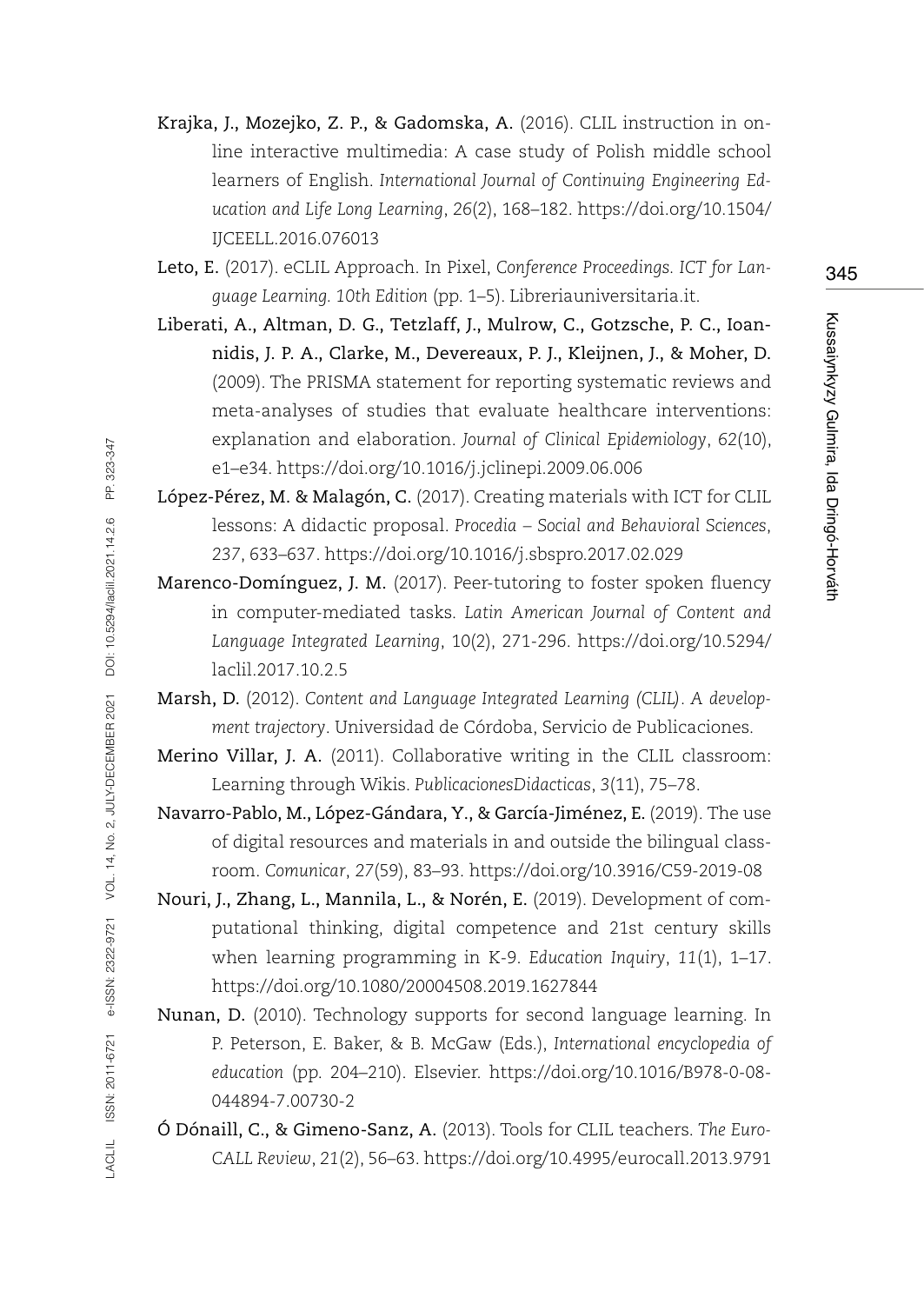**Krajka, J., Mozejko, Z. P., & Gadomska, A.** (2016). CLIL instruction in online interactive multimedia: A case study of Polish middle school learners of English. *International Journal of Continuing Engineering Education and Life Long Learning*, *26*(2), 168–182. https://doi.org/10.1504/IJCEELL.2016.076013

**Leto, E.** (2017). eCLIL Approach. In Pixel, *Conference Proceedings. ICT for Language Learning. 10th Edition* (pp. 1–5). Libreriauniversitaria.it.

**Liberati, A., Altman, D. G., Tetzlaff, J., Mulrow, C., Gotzsche, P. C., Ioannidis, J. P. A., Clarke, M., Devereaux, P. J., Kleijnen, J., & Moher, D.** (2009). The PRISMA statement for reporting systematic reviews and meta-analyses of studies that evaluate healthcare interventions: explanation and elaboration. *Journal of Clinical Epidemiology*, *62*(10), e1–e34. https://doi.org/10.1016/j.jclinepi.2009.06.006

**López-Pérez, M. & Malagón, C.** (2017). Creating materials with ICT for CLIL lessons: A didactic proposal. *Procedia – Social and Behavioral Sciences*, 237, 633–637. https://doi.org/10.1016/j.sbspro.2017.02.029

**Marenco-Domínguez, J. M.** (2017). Peer-tutoring to foster spoken fluency in computer-mediated tasks. *Latin American Journal of Content and Language Integrated Learning*, 10(2), 271-296. https://doi.org/10.5294/laclil.2017.10.2.5

**Marsh, D.** (2012). *Content and Language Integrated Learning (CLIL). A development trajectory*. Universidad de Córdoba, Servicio de Publicaciones.

**Merino Villar, J. A.** (2011). Collaborative writing in the CLIL classroom: Learning through Wikis. *PublicacionesDidacticas*, 3(11), 75–78.

**Navarro-Pablo, M., López-Gándara, Y., & García-Jiménez, E.** (2019). The use of digital resources and materials in and outside the bilingual classroom. *Comunicar*, *27*(59), 83–93. https://doi.org/10.3916/C59-2019-08

**Nouri, J., Zhang, L., Mannila, L., & Norén, E.** (2019). Development of computational thinking, digital competence and 21st century skills when learning programming in K-9. *Education Inquiry*, *11*(1), 1–17. https://doi.org/10.1080/20004508.2019.1627844

**Nunan, D.** (2010). Technology supports for second language learning. In P. Peterson, E. Baker, & B. McGaw (Eds.), *International encyclopedia of education* (pp. 204–210). Elsevier. https://doi.org/10.1016/B978-0-08-044894-7.00730-2

**Ó Dónaill, C., & Gimeno-Sanz, A.** (2013). Tools for CLIL teachers. *The EuroCALL Review*, *21*(2), 56–63. https://doi.org/10.4995/eurocall.2013.9791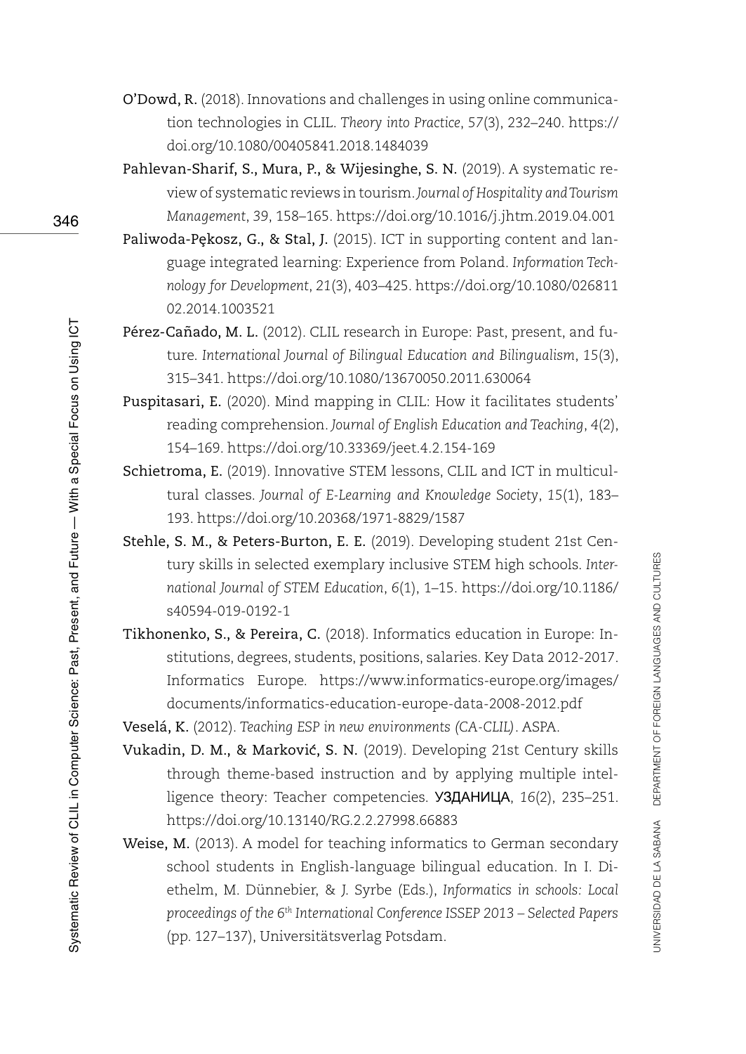**O'Dowd, R.** (2018). Innovations and challenges in using online communication technologies in CLIL. *Theory into Practice*, *57*(3), 232–240. https://doi.org/10.1080/00405841.2018.1484039

**Pahlevan-Sharif, S., Mura, P., & Wijesinghe, S. N.** (2019). A systematic review of systematic reviews in tourism. *Journal of Hospitality and Tourism Management*, *39*, 158–165. https://doi.org/10.1016/j.jhtm.2019.04.001

**Paliwoda-Pękosz, G., & Stal, J.** (2015). ICT in supporting content and language integrated learning: Experience from Poland. *Information Technology for Development*, *21*(3), 403–425. https://doi.org/10.1080/02681102.2014.1003521

**Pérez-Cañado, M. L.** (2012). CLIL research in Europe: Past, present, and future. *International Journal of Bilingual Education and Bilingualism*, *15*(3), 315–341. https://doi.org/10.1080/13670050.2011.630064

**Puspitasari, E.** (2020). Mind mapping in CLIL: How it facilitates students' reading comprehension. *Journal of English Education and Teaching*, *4*(2), 154–169. https://doi.org/10.33369/jeet.4.2.154-169

**Schietroma, E.** (2019). Innovative STEM lessons, CLIL and ICT in multicultural classes. *Journal of E-Learning and Knowledge Society*, *15*(1), 183–193. https://doi.org/10.20368/1971-8829/1587

**Stehle, S. M., & Peters-Burton, E. E.** (2019). Developing student 21st Century skills in selected exemplary inclusive STEM high schools. *International Journal of STEM Education*, *6*(1), 1–15. https://doi.org/10.1186/s40594-019-0192-1

**Tikhonenko, S., & Pereira, C.** (2018). Informatics education in Europe: Institutions, degrees, students, positions, salaries. Key Data 2012-2017. Informatics Europe. https://www.informatics-europe.org/images/documents/informatics-education-europe-data-2008-2012.pdf

**Veselá, K.** (2012). *Teaching ESP in new environments (CA-CLIL)*. ASPA.

**Vukadin, D. M., & Marković, S. N.** (2019). Developing 21st Century skills through theme-based instruction and by applying multiple intelligence theory: Teacher competencies. УЗДАНИЦА, *16*(2), 235–251. https://doi.org/10.13140/RG.2.2.27998.66883

**Weise, M.** (2013). A model for teaching informatics to German secondary school students in English-language bilingual education. In I. Diethelm, M. Dünnebier, & J. Syrbe (Eds.), *Informatics in schools: Local proceedings of the 6th International Conference ISSEP 2013 – Selected Papers* (pp. 127–137), Universitätsverlag Potsdam.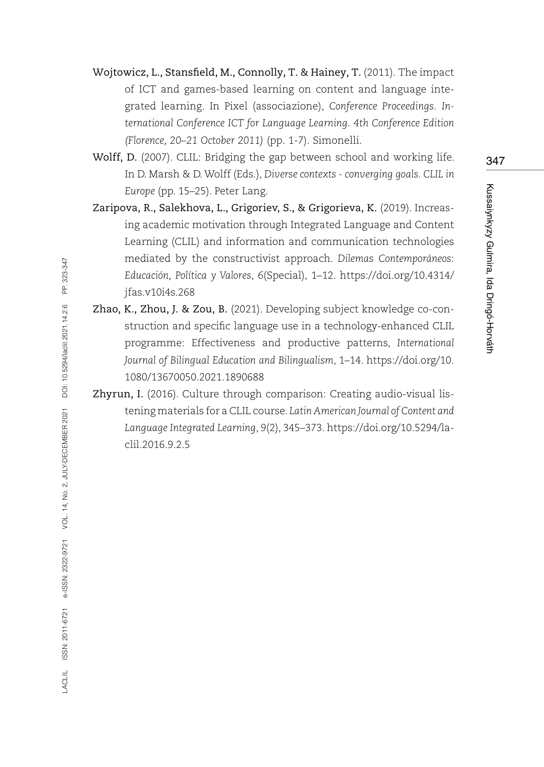**Wojtowicz, L., Stansfield, M., Connolly, T. & Hainey, T.** (2011). The impact of ICT and games-based learning on content and language integrated learning. In Pixel (associazione), *Conference Proceedings. International Conference ICT for Language Learning. 4th Conference Edition (Florence, 20–21 October 2011)* (pp. 1-7). Simonelli.

**Wolff, D.** (2007). CLIL: Bridging the gap between school and working life. In D. Marsh & D. Wolff (Eds.), *Diverse contexts - converging goals. CLIL in Europe* (pp. 15–25). Peter Lang.

**Zaripova, R., Salekhova, L., Grigoriev, S., & Grigorieva, K.** (2019). Increasing academic motivation through Integrated Language and Content Learning (CLIL) and information and communication technologies mediated by the constructivist approach. *Dilemas Contemporáneos: Educación, Política y Valores*, 6(Special), 1–12. https://doi.org/10.4314/jfas.v10i4s.268

**Zhao, K., Zhou, J. & Zou, B.** (2021). Developing subject knowledge co-construction and specific language use in a technology-enhanced CLIL programme: Effectiveness and productive patterns, *International Journal of Bilingual Education and Bilingualism*, 1–14. https://doi.org/10.1080/13670050.2021.1890688

**Zhyrun, I.** (2016). Culture through comparison: Creating audio-visual listening materials for a CLIL course. *Latin American Journal of Content and Language Integrated Learning*, *9*(2), 345–373. https://doi.org/10.5294/laclil.2016.9.2.5